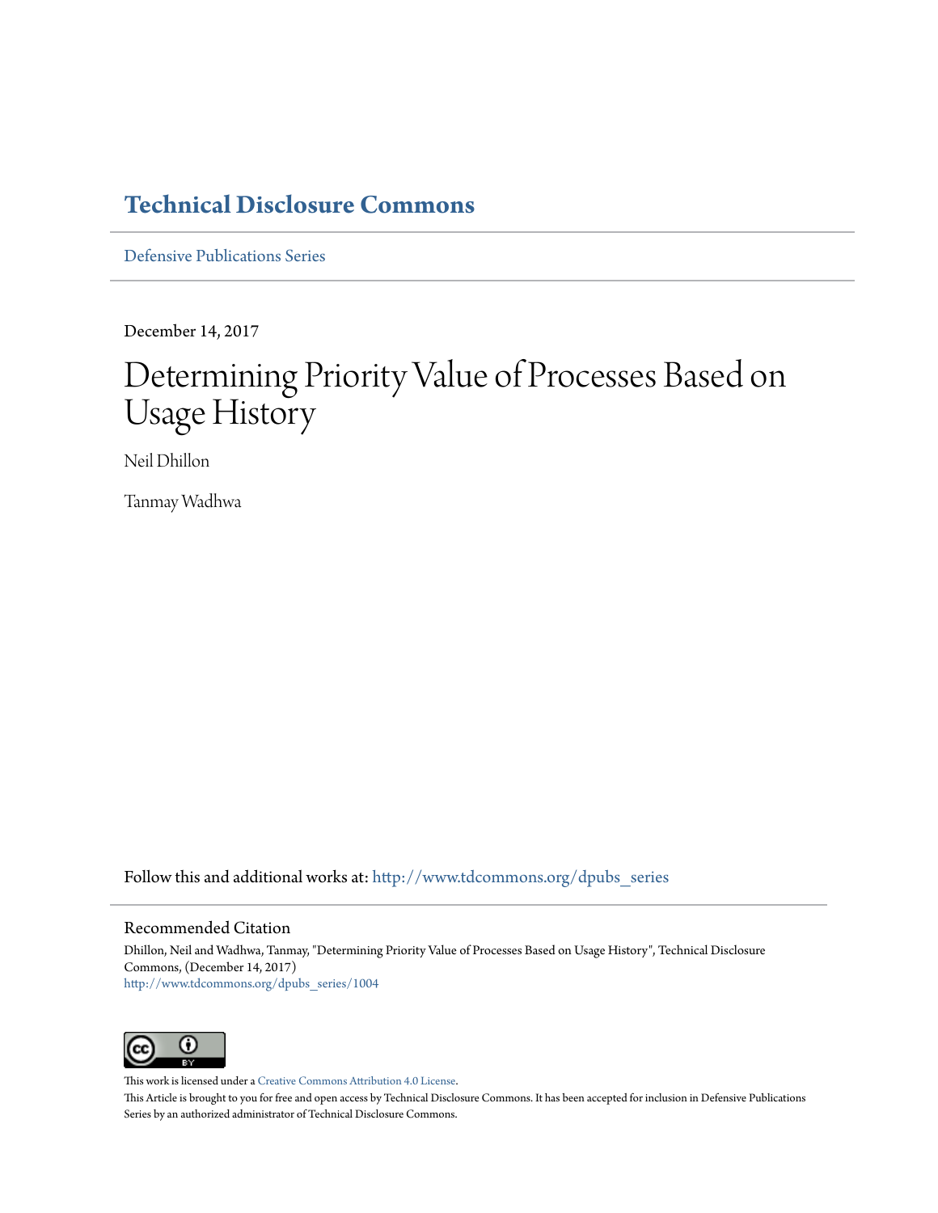# Technical Disclosure Commons

Defensive Publications Series

December 14, 2017

# Determining Priority Value of Processes Based on Usage History

Neil Dhillon

Tanmay Wadhwa

Follow this and additional works at: http://www.tdcommons.org/dpubs_series

## Recommended Citation

Dhillon, Neil and Wadhwa, Tanmay, "Determining Priority Value of Processes Based on Usage History", Technical Disclosure Commons, (December 14, 2017)
http://www.tdcommons.org/dpubs_series/1004

This work is licensed under a Creative Commons Attribution 4.0 License.

This Article is brought to you for free and open access by Technical Disclosure Commons. It has been accepted for inclusion in Defensive Publications Series by an authorized administrator of Technical Disclosure Commons.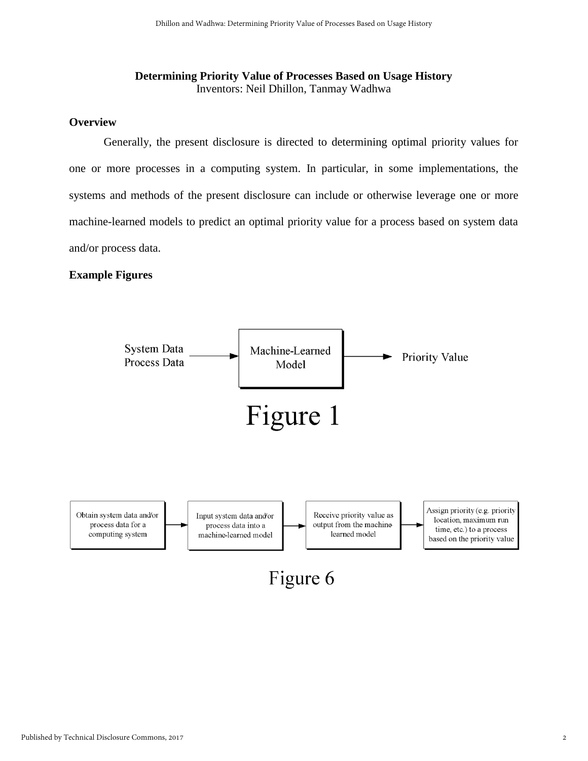**Determining Priority Value of Processes Based on Usage History**

Inventors: Neil Dhillon, Tanmay Wadhwa

**Overview**

Generally, the present disclosure is directed to determining optimal priority values for one or more processes in a computing system. In particular, in some implementations, the systems and methods of the present disclosure can include or otherwise leverage one or more machine-learned models to predict an optimal priority value for a process based on system data and/or process data.

**Example Figures**

System Data
Process Data → Machine-Learned Model → Priority Value

Figure 1

Obtain system data and/or process data for a computing system → Input system data and/or process data into a machine-learned model → Receive priority value as output from the machine learned model → Assign priority (e.g. priority location, maximum run time, etc.) to a process based on the priority value

Figure 6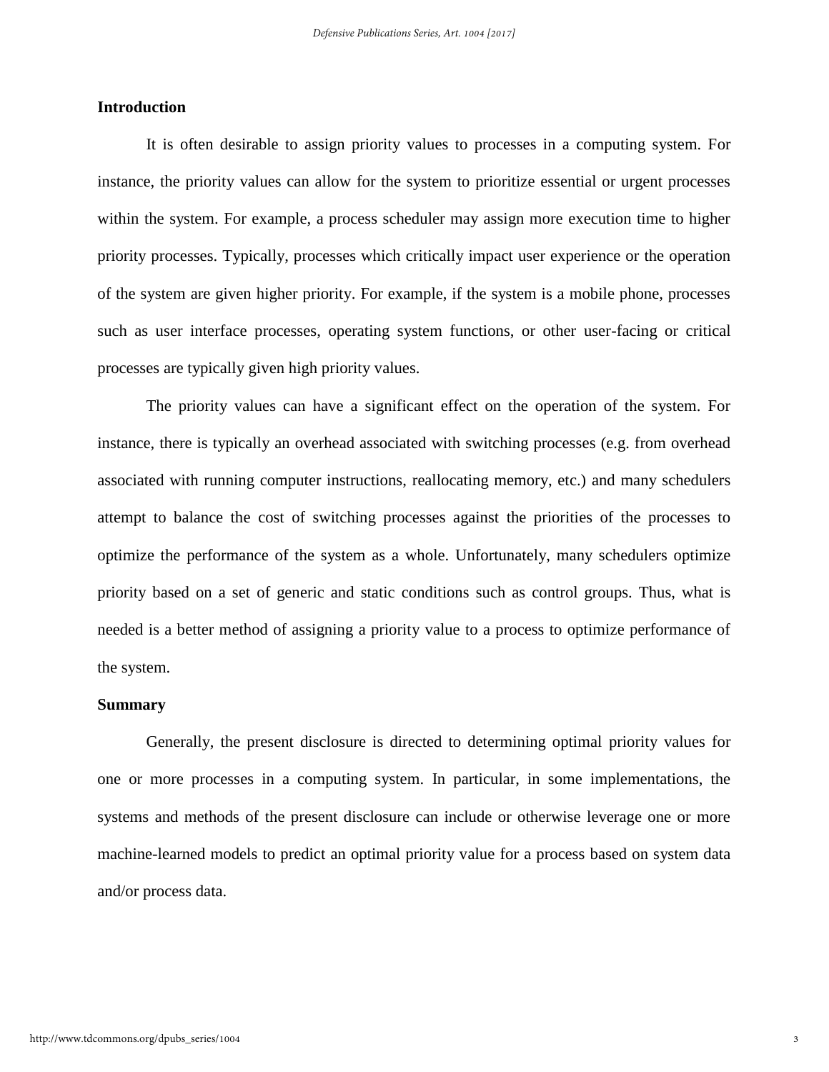## Introduction

It is often desirable to assign priority values to processes in a computing system. For instance, the priority values can allow for the system to prioritize essential or urgent processes within the system. For example, a process scheduler may assign more execution time to higher priority processes. Typically, processes which critically impact user experience or the operation of the system are given higher priority. For example, if the system is a mobile phone, processes such as user interface processes, operating system functions, or other user-facing or critical processes are typically given high priority values.

The priority values can have a significant effect on the operation of the system. For instance, there is typically an overhead associated with switching processes (e.g. from overhead associated with running computer instructions, reallocating memory, etc.) and many schedulers attempt to balance the cost of switching processes against the priorities of the processes to optimize the performance of the system as a whole. Unfortunately, many schedulers optimize priority based on a set of generic and static conditions such as control groups. Thus, what is needed is a better method of assigning a priority value to a process to optimize performance of the system.

## Summary

Generally, the present disclosure is directed to determining optimal priority values for one or more processes in a computing system. In particular, in some implementations, the systems and methods of the present disclosure can include or otherwise leverage one or more machine-learned models to predict an optimal priority value for a process based on system data and/or process data.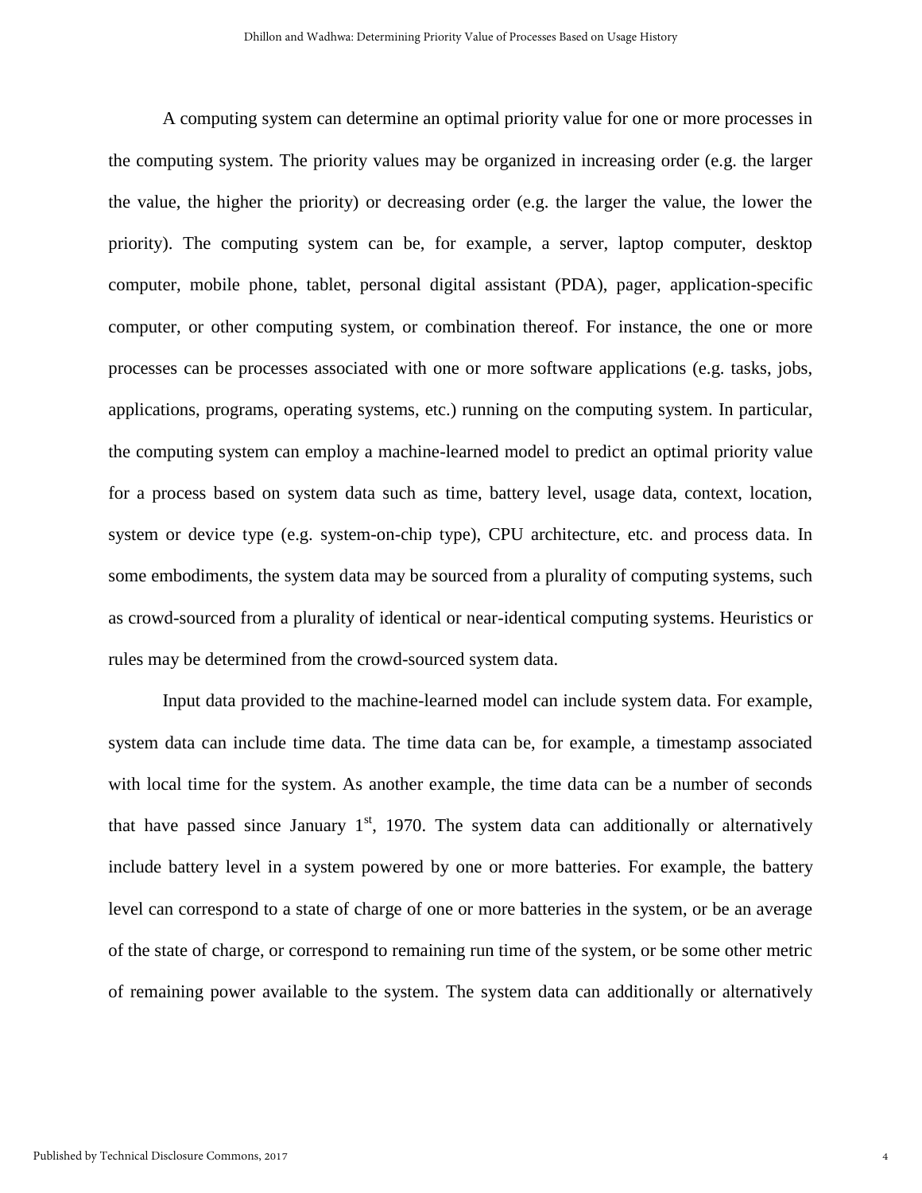A computing system can determine an optimal priority value for one or more processes in the computing system. The priority values may be organized in increasing order (e.g. the larger the value, the higher the priority) or decreasing order (e.g. the larger the value, the lower the priority). The computing system can be, for example, a server, laptop computer, desktop computer, mobile phone, tablet, personal digital assistant (PDA), pager, application-specific computer, or other computing system, or combination thereof. For instance, the one or more processes can be processes associated with one or more software applications (e.g. tasks, jobs, applications, programs, operating systems, etc.) running on the computing system. In particular, the computing system can employ a machine-learned model to predict an optimal priority value for a process based on system data such as time, battery level, usage data, context, location, system or device type (e.g. system-on-chip type), CPU architecture, etc. and process data. In some embodiments, the system data may be sourced from a plurality of computing systems, such as crowd-sourced from a plurality of identical or near-identical computing systems. Heuristics or rules may be determined from the crowd-sourced system data.

Input data provided to the machine-learned model can include system data. For example, system data can include time data. The time data can be, for example, a timestamp associated with local time for the system. As another example, the time data can be a number of seconds that have passed since January 1st, 1970. The system data can additionally or alternatively include battery level in a system powered by one or more batteries. For example, the battery level can correspond to a state of charge of one or more batteries in the system, or be an average of the state of charge, or correspond to remaining run time of the system, or be some other metric of remaining power available to the system. The system data can additionally or alternatively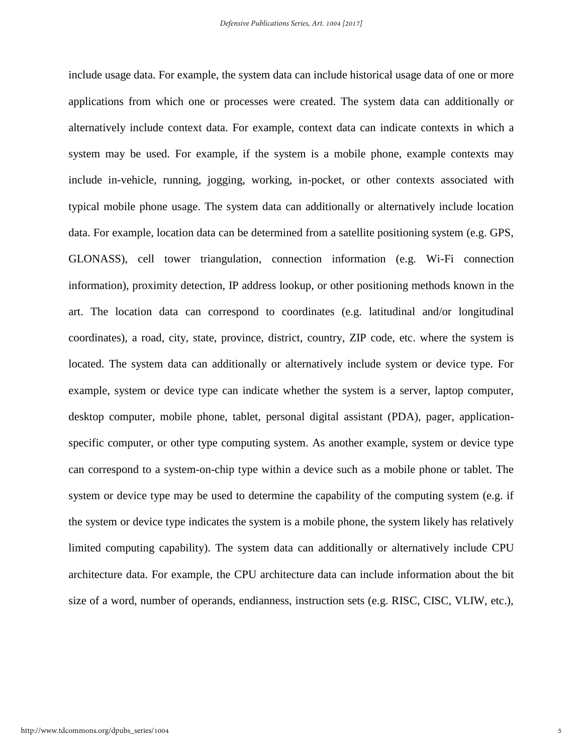include usage data. For example, the system data can include historical usage data of one or more applications from which one or processes were created. The system data can additionally or alternatively include context data. For example, context data can indicate contexts in which a system may be used. For example, if the system is a mobile phone, example contexts may include in-vehicle, running, jogging, working, in-pocket, or other contexts associated with typical mobile phone usage. The system data can additionally or alternatively include location data. For example, location data can be determined from a satellite positioning system (e.g. GPS, GLONASS), cell tower triangulation, connection information (e.g. Wi-Fi connection information), proximity detection, IP address lookup, or other positioning methods known in the art. The location data can correspond to coordinates (e.g. latitudinal and/or longitudinal coordinates), a road, city, state, province, district, country, ZIP code, etc. where the system is located. The system data can additionally or alternatively include system or device type. For example, system or device type can indicate whether the system is a server, laptop computer, desktop computer, mobile phone, tablet, personal digital assistant (PDA), pager, application-specific computer, or other type computing system. As another example, system or device type can correspond to a system-on-chip type within a device such as a mobile phone or tablet. The system or device type may be used to determine the capability of the computing system (e.g. if the system or device type indicates the system is a mobile phone, the system likely has relatively limited computing capability). The system data can additionally or alternatively include CPU architecture data. For example, the CPU architecture data can include information about the bit size of a word, number of operands, endianness, instruction sets (e.g. RISC, CISC, VLIW, etc.),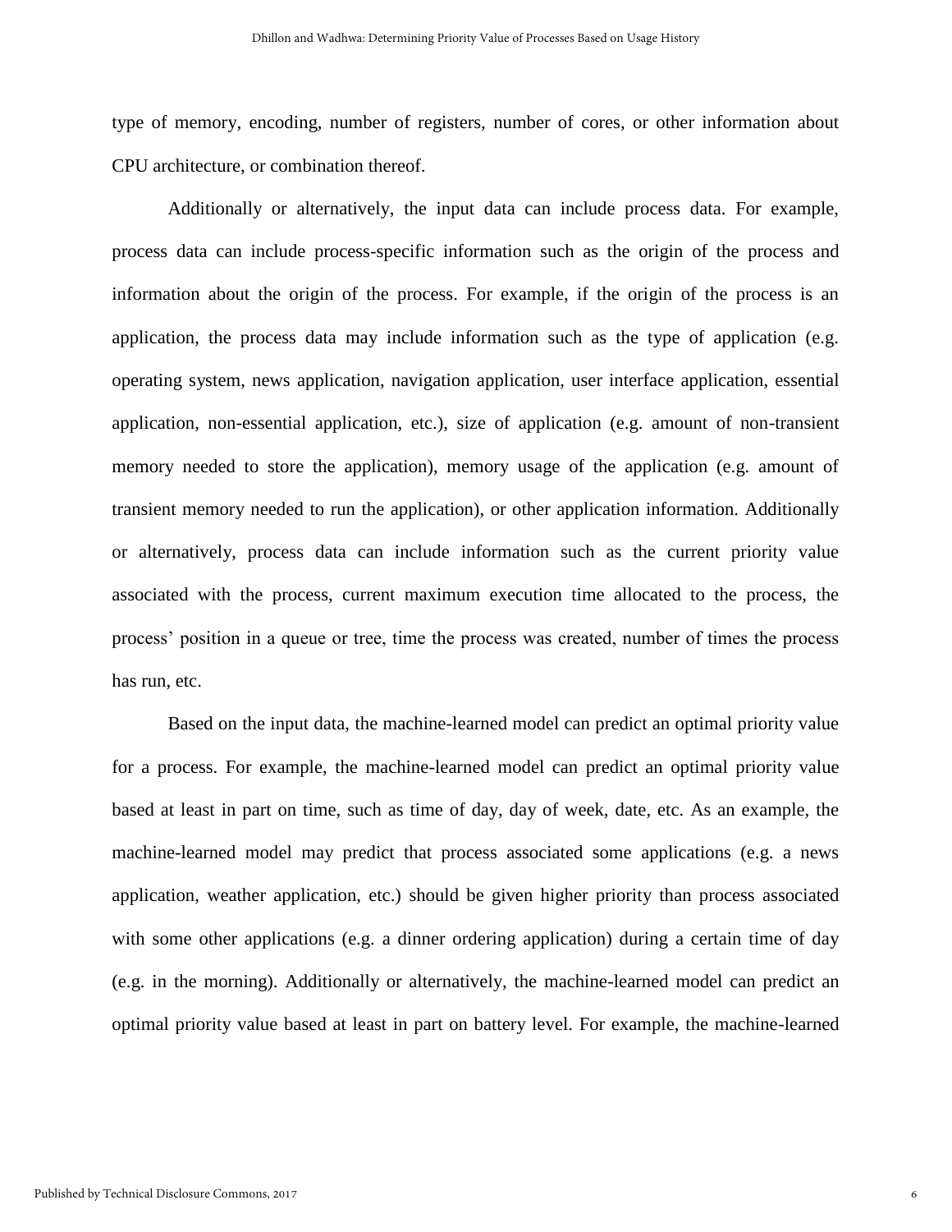type of memory, encoding, number of registers, number of cores, or other information about CPU architecture, or combination thereof.

Additionally or alternatively, the input data can include process data. For example, process data can include process-specific information such as the origin of the process and information about the origin of the process. For example, if the origin of the process is an application, the process data may include information such as the type of application (e.g. operating system, news application, navigation application, user interface application, essential application, non-essential application, etc.), size of application (e.g. amount of non-transient memory needed to store the application), memory usage of the application (e.g. amount of transient memory needed to run the application), or other application information. Additionally or alternatively, process data can include information such as the current priority value associated with the process, current maximum execution time allocated to the process, the process' position in a queue or tree, time the process was created, number of times the process has run, etc.

Based on the input data, the machine-learned model can predict an optimal priority value for a process. For example, the machine-learned model can predict an optimal priority value based at least in part on time, such as time of day, day of week, date, etc. As an example, the machine-learned model may predict that process associated some applications (e.g. a news application, weather application, etc.) should be given higher priority than process associated with some other applications (e.g. a dinner ordering application) during a certain time of day (e.g. in the morning). Additionally or alternatively, the machine-learned model can predict an optimal priority value based at least in part on battery level. For example, the machine-learned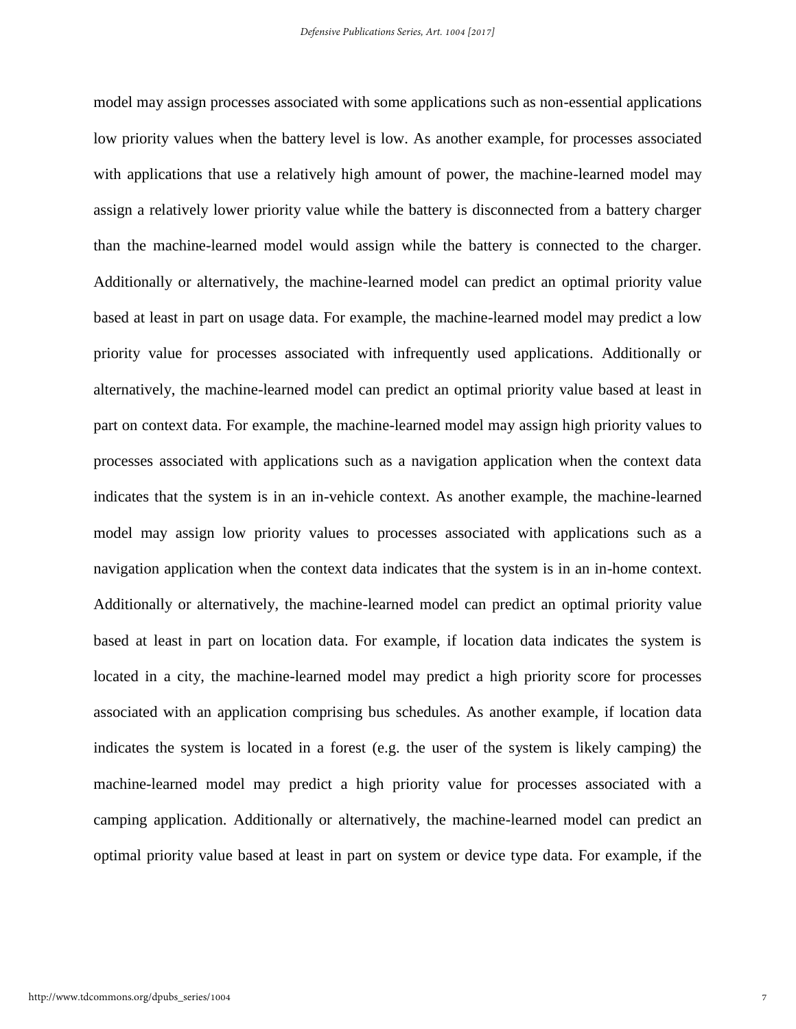model may assign processes associated with some applications such as non-essential applications low priority values when the battery level is low. As another example, for processes associated with applications that use a relatively high amount of power, the machine-learned model may assign a relatively lower priority value while the battery is disconnected from a battery charger than the machine-learned model would assign while the battery is connected to the charger. Additionally or alternatively, the machine-learned model can predict an optimal priority value based at least in part on usage data. For example, the machine-learned model may predict a low priority value for processes associated with infrequently used applications. Additionally or alternatively, the machine-learned model can predict an optimal priority value based at least in part on context data. For example, the machine-learned model may assign high priority values to processes associated with applications such as a navigation application when the context data indicates that the system is in an in-vehicle context. As another example, the machine-learned model may assign low priority values to processes associated with applications such as a navigation application when the context data indicates that the system is in an in-home context. Additionally or alternatively, the machine-learned model can predict an optimal priority value based at least in part on location data. For example, if location data indicates the system is located in a city, the machine-learned model may predict a high priority score for processes associated with an application comprising bus schedules. As another example, if location data indicates the system is located in a forest (e.g. the user of the system is likely camping) the machine-learned model may predict a high priority value for processes associated with a camping application. Additionally or alternatively, the machine-learned model can predict an optimal priority value based at least in part on system or device type data. For example, if the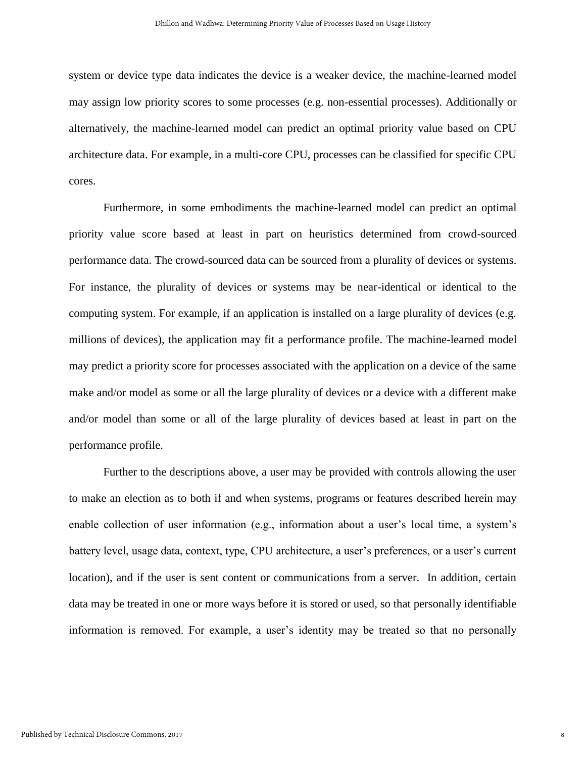system or device type data indicates the device is a weaker device, the machine-learned model may assign low priority scores to some processes (e.g. non-essential processes). Additionally or alternatively, the machine-learned model can predict an optimal priority value based on CPU architecture data. For example, in a multi-core CPU, processes can be classified for specific CPU cores.

Furthermore, in some embodiments the machine-learned model can predict an optimal priority value score based at least in part on heuristics determined from crowd-sourced performance data. The crowd-sourced data can be sourced from a plurality of devices or systems. For instance, the plurality of devices or systems may be near-identical or identical to the computing system. For example, if an application is installed on a large plurality of devices (e.g. millions of devices), the application may fit a performance profile. The machine-learned model may predict a priority score for processes associated with the application on a device of the same make and/or model as some or all the large plurality of devices or a device with a different make and/or model than some or all of the large plurality of devices based at least in part on the performance profile.

Further to the descriptions above, a user may be provided with controls allowing the user to make an election as to both if and when systems, programs or features described herein may enable collection of user information (e.g., information about a user's local time, a system's battery level, usage data, context, type, CPU architecture, a user's preferences, or a user's current location), and if the user is sent content or communications from a server. In addition, certain data may be treated in one or more ways before it is stored or used, so that personally identifiable information is removed. For example, a user's identity may be treated so that no personally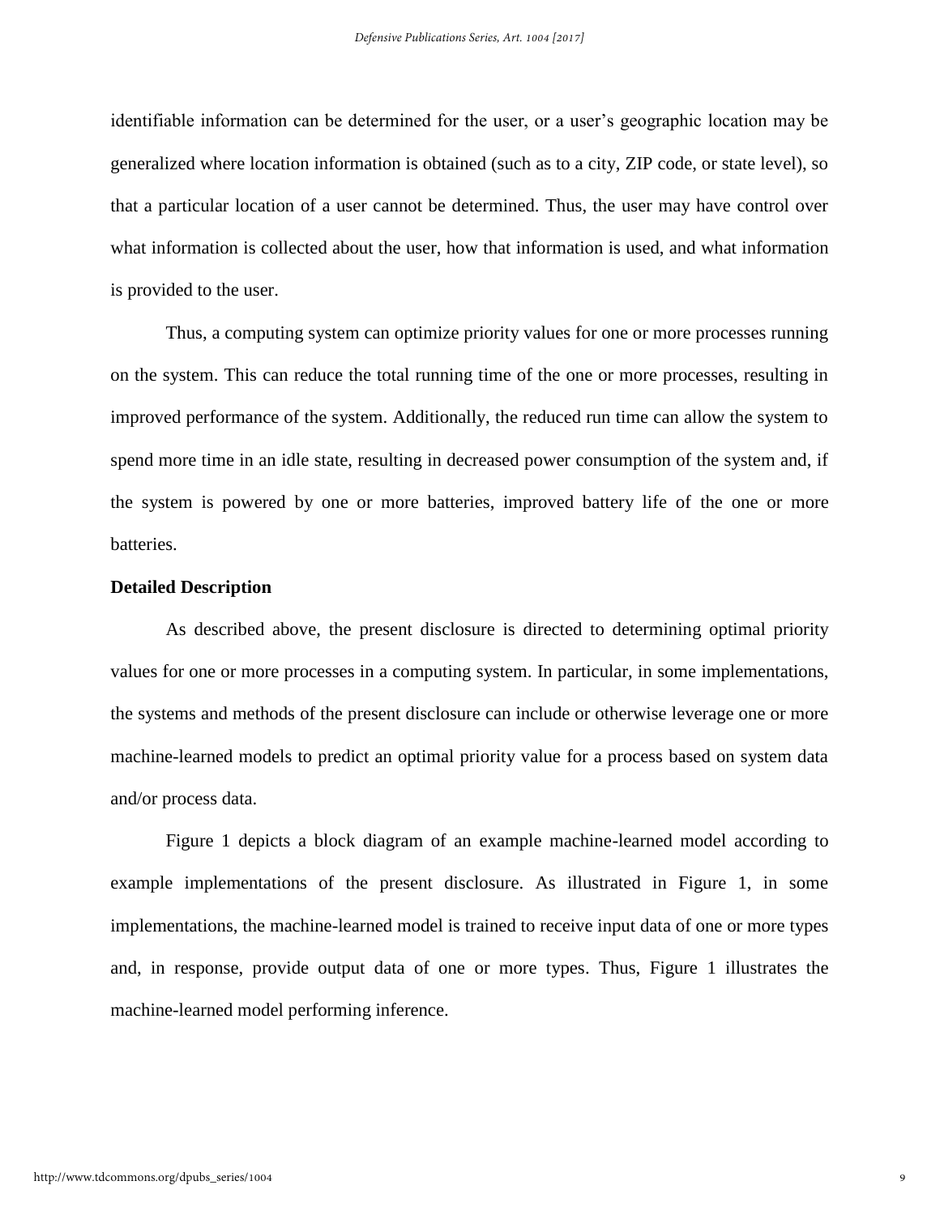identifiable information can be determined for the user, or a user's geographic location may be generalized where location information is obtained (such as to a city, ZIP code, or state level), so that a particular location of a user cannot be determined. Thus, the user may have control over what information is collected about the user, how that information is used, and what information is provided to the user.

Thus, a computing system can optimize priority values for one or more processes running on the system. This can reduce the total running time of the one or more processes, resulting in improved performance of the system. Additionally, the reduced run time can allow the system to spend more time in an idle state, resulting in decreased power consumption of the system and, if the system is powered by one or more batteries, improved battery life of the one or more batteries.

**Detailed Description**

As described above, the present disclosure is directed to determining optimal priority values for one or more processes in a computing system. In particular, in some implementations, the systems and methods of the present disclosure can include or otherwise leverage one or more machine-learned models to predict an optimal priority value for a process based on system data and/or process data.

Figure 1 depicts a block diagram of an example machine-learned model according to example implementations of the present disclosure. As illustrated in Figure 1, in some implementations, the machine-learned model is trained to receive input data of one or more types and, in response, provide output data of one or more types. Thus, Figure 1 illustrates the machine-learned model performing inference.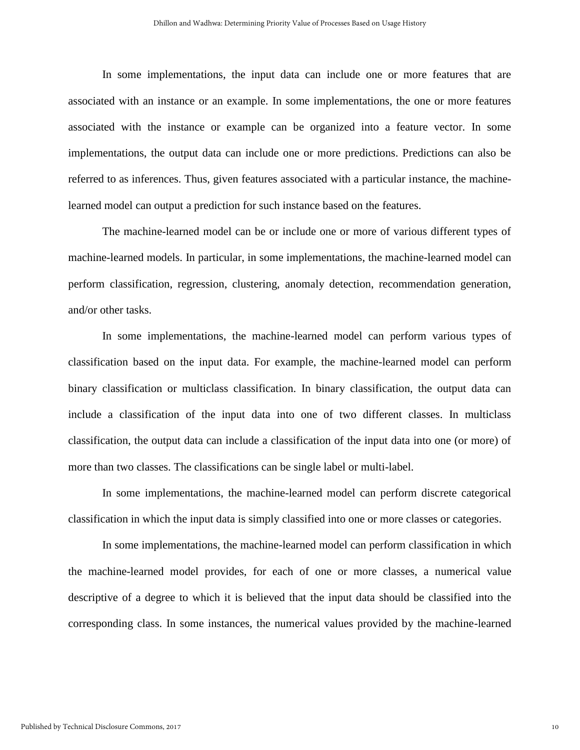In some implementations, the input data can include one or more features that are associated with an instance or an example. In some implementations, the one or more features associated with the instance or example can be organized into a feature vector. In some implementations, the output data can include one or more predictions. Predictions can also be referred to as inferences. Thus, given features associated with a particular instance, the machine-learned model can output a prediction for such instance based on the features.

The machine-learned model can be or include one or more of various different types of machine-learned models. In particular, in some implementations, the machine-learned model can perform classification, regression, clustering, anomaly detection, recommendation generation, and/or other tasks.

In some implementations, the machine-learned model can perform various types of classification based on the input data. For example, the machine-learned model can perform binary classification or multiclass classification. In binary classification, the output data can include a classification of the input data into one of two different classes. In multiclass classification, the output data can include a classification of the input data into one (or more) of more than two classes. The classifications can be single label or multi-label.

In some implementations, the machine-learned model can perform discrete categorical classification in which the input data is simply classified into one or more classes or categories.

In some implementations, the machine-learned model can perform classification in which the machine-learned model provides, for each of one or more classes, a numerical value descriptive of a degree to which it is believed that the input data should be classified into the corresponding class. In some instances, the numerical values provided by the machine-learned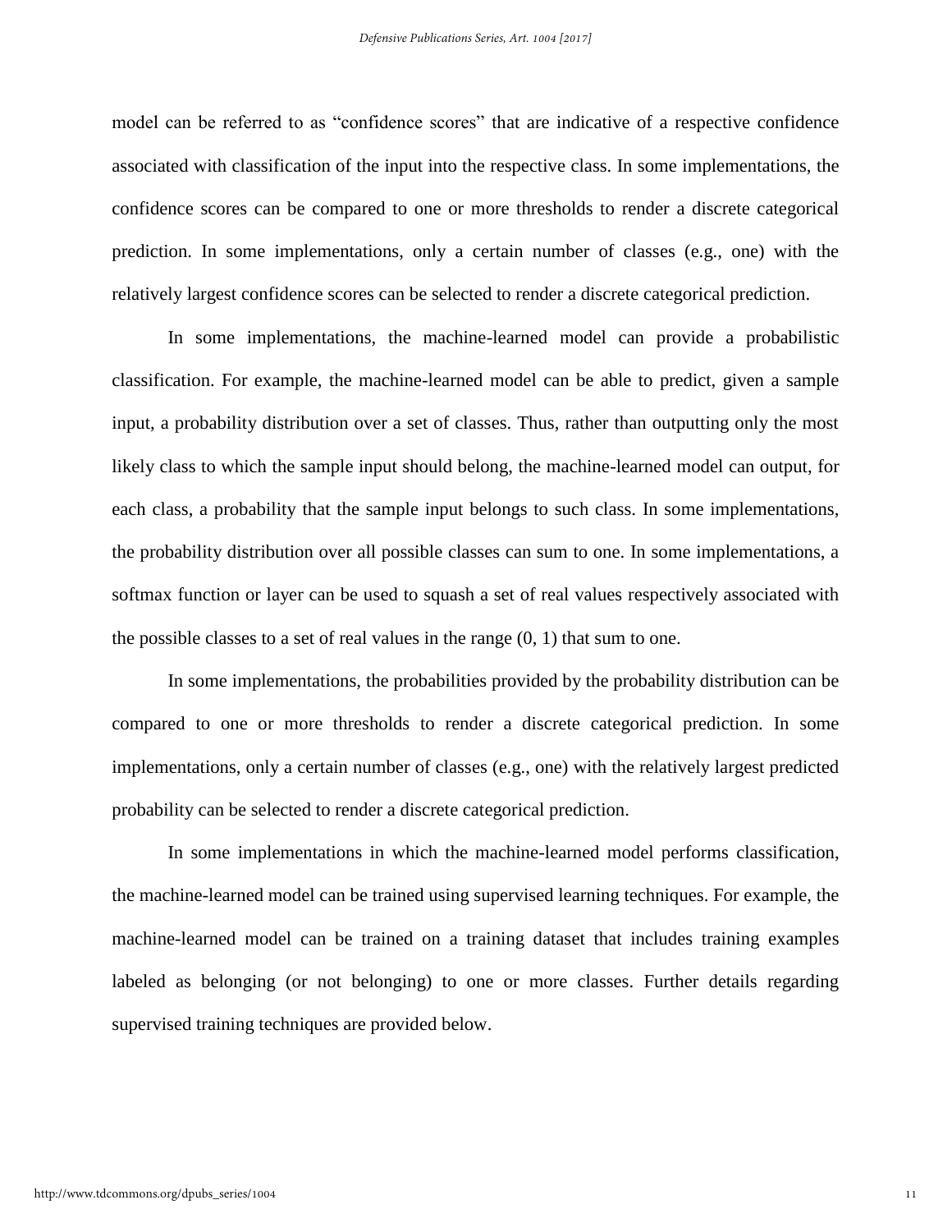model can be referred to as "confidence scores" that are indicative of a respective confidence associated with classification of the input into the respective class. In some implementations, the confidence scores can be compared to one or more thresholds to render a discrete categorical prediction. In some implementations, only a certain number of classes (e.g., one) with the relatively largest confidence scores can be selected to render a discrete categorical prediction.

In some implementations, the machine-learned model can provide a probabilistic classification. For example, the machine-learned model can be able to predict, given a sample input, a probability distribution over a set of classes. Thus, rather than outputting only the most likely class to which the sample input should belong, the machine-learned model can output, for each class, a probability that the sample input belongs to such class. In some implementations, the probability distribution over all possible classes can sum to one. In some implementations, a softmax function or layer can be used to squash a set of real values respectively associated with the possible classes to a set of real values in the range (0, 1) that sum to one.

In some implementations, the probabilities provided by the probability distribution can be compared to one or more thresholds to render a discrete categorical prediction. In some implementations, only a certain number of classes (e.g., one) with the relatively largest predicted probability can be selected to render a discrete categorical prediction.

In some implementations in which the machine-learned model performs classification, the machine-learned model can be trained using supervised learning techniques. For example, the machine-learned model can be trained on a training dataset that includes training examples labeled as belonging (or not belonging) to one or more classes. Further details regarding supervised training techniques are provided below.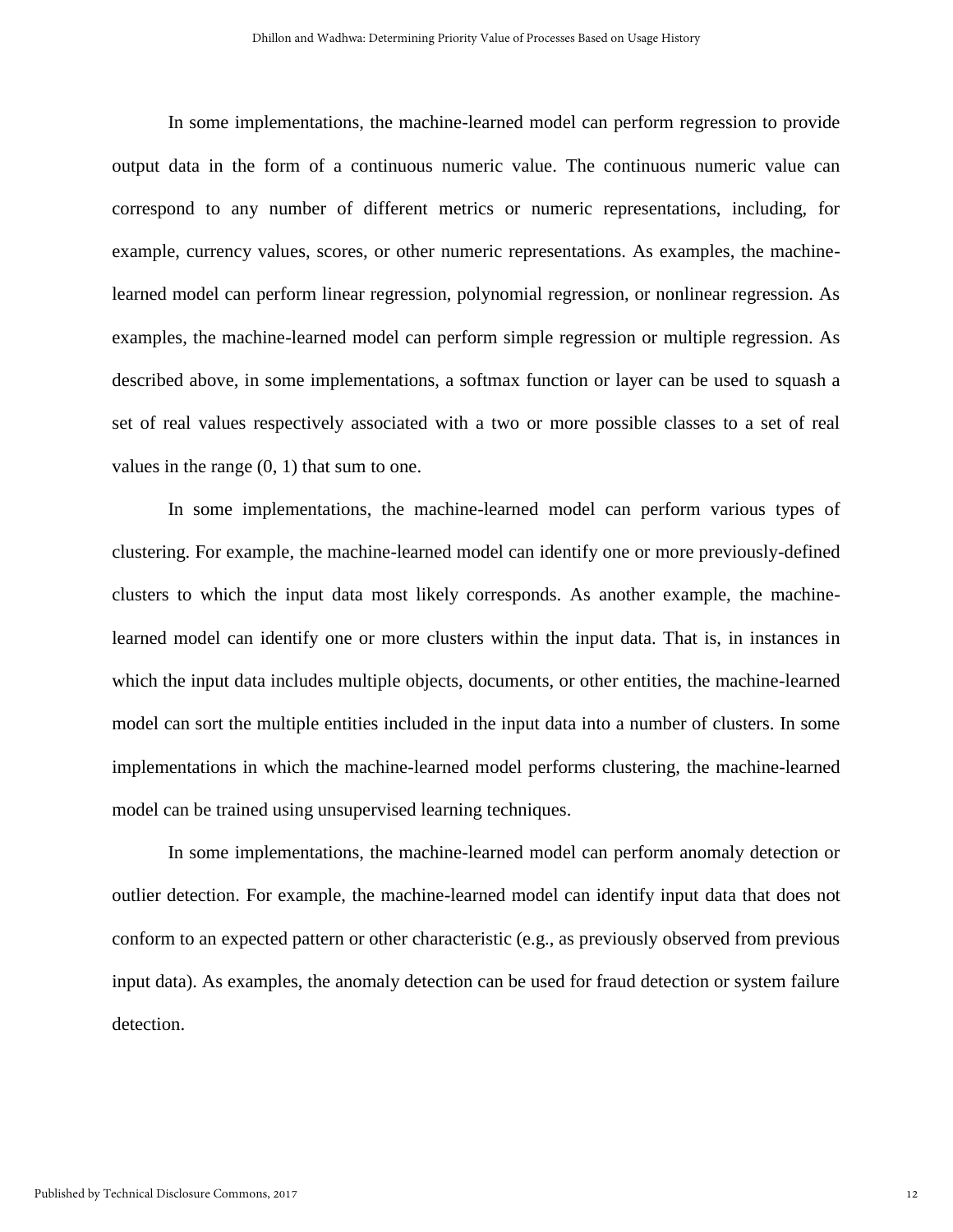In some implementations, the machine-learned model can perform regression to provide output data in the form of a continuous numeric value. The continuous numeric value can correspond to any number of different metrics or numeric representations, including, for example, currency values, scores, or other numeric representations. As examples, the machine-learned model can perform linear regression, polynomial regression, or nonlinear regression. As examples, the machine-learned model can perform simple regression or multiple regression. As described above, in some implementations, a softmax function or layer can be used to squash a set of real values respectively associated with a two or more possible classes to a set of real values in the range (0, 1) that sum to one.

In some implementations, the machine-learned model can perform various types of clustering. For example, the machine-learned model can identify one or more previously-defined clusters to which the input data most likely corresponds. As another example, the machine-learned model can identify one or more clusters within the input data. That is, in instances in which the input data includes multiple objects, documents, or other entities, the machine-learned model can sort the multiple entities included in the input data into a number of clusters. In some implementations in which the machine-learned model performs clustering, the machine-learned model can be trained using unsupervised learning techniques.

In some implementations, the machine-learned model can perform anomaly detection or outlier detection. For example, the machine-learned model can identify input data that does not conform to an expected pattern or other characteristic (e.g., as previously observed from previous input data). As examples, the anomaly detection can be used for fraud detection or system failure detection.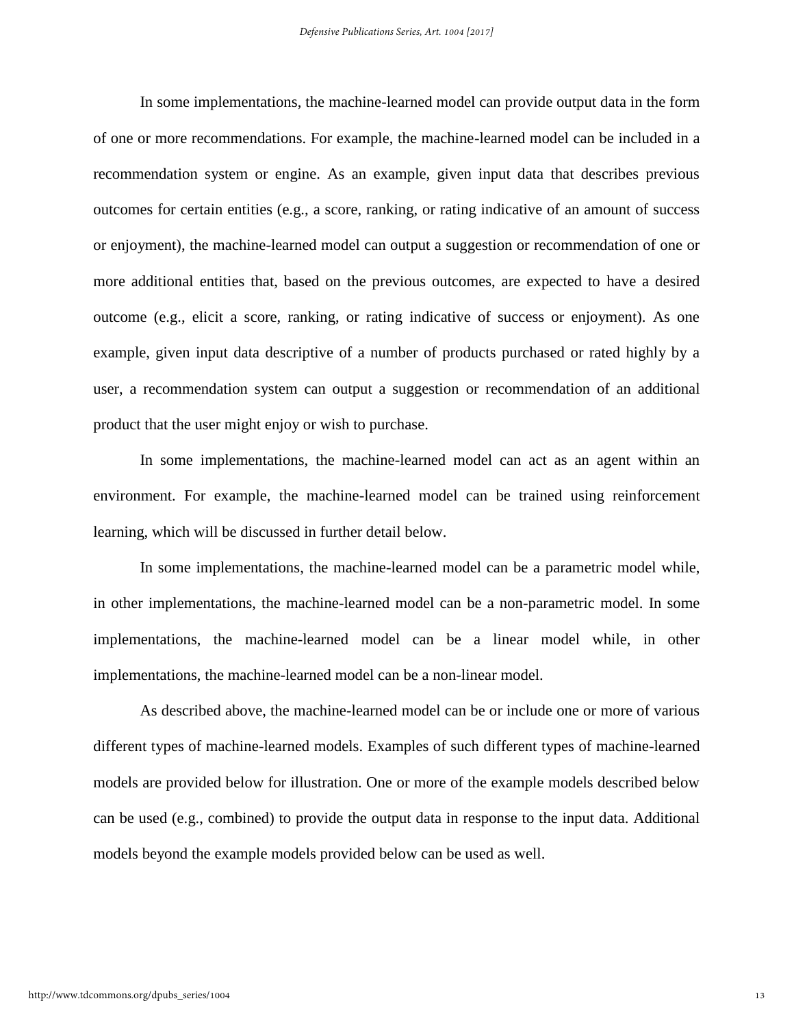In some implementations, the machine-learned model can provide output data in the form of one or more recommendations. For example, the machine-learned model can be included in a recommendation system or engine. As an example, given input data that describes previous outcomes for certain entities (e.g., a score, ranking, or rating indicative of an amount of success or enjoyment), the machine-learned model can output a suggestion or recommendation of one or more additional entities that, based on the previous outcomes, are expected to have a desired outcome (e.g., elicit a score, ranking, or rating indicative of success or enjoyment). As one example, given input data descriptive of a number of products purchased or rated highly by a user, a recommendation system can output a suggestion or recommendation of an additional product that the user might enjoy or wish to purchase.

In some implementations, the machine-learned model can act as an agent within an environment. For example, the machine-learned model can be trained using reinforcement learning, which will be discussed in further detail below.

In some implementations, the machine-learned model can be a parametric model while, in other implementations, the machine-learned model can be a non-parametric model. In some implementations, the machine-learned model can be a linear model while, in other implementations, the machine-learned model can be a non-linear model.

As described above, the machine-learned model can be or include one or more of various different types of machine-learned models. Examples of such different types of machine-learned models are provided below for illustration. One or more of the example models described below can be used (e.g., combined) to provide the output data in response to the input data. Additional models beyond the example models provided below can be used as well.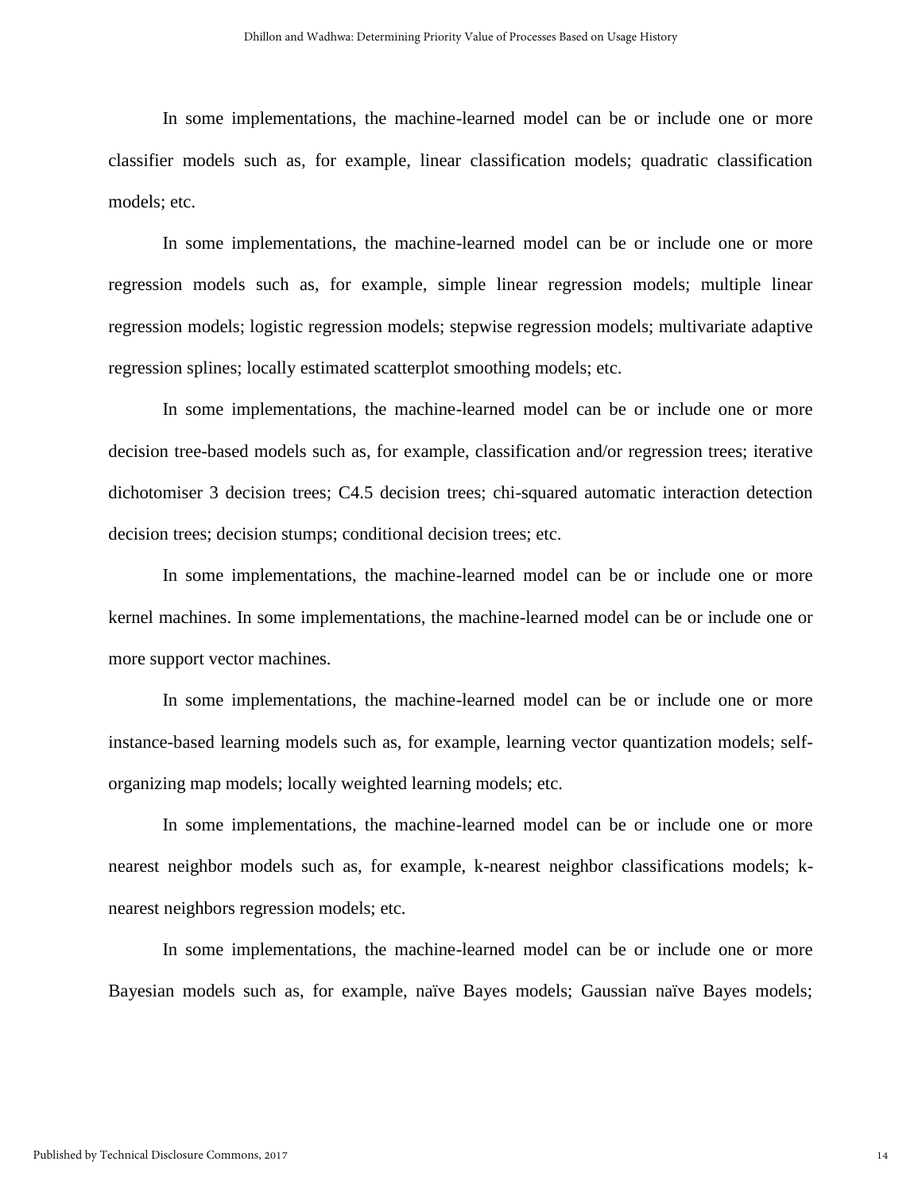In some implementations, the machine-learned model can be or include one or more classifier models such as, for example, linear classification models; quadratic classification models; etc.

In some implementations, the machine-learned model can be or include one or more regression models such as, for example, simple linear regression models; multiple linear regression models; logistic regression models; stepwise regression models; multivariate adaptive regression splines; locally estimated scatterplot smoothing models; etc.

In some implementations, the machine-learned model can be or include one or more decision tree-based models such as, for example, classification and/or regression trees; iterative dichotomiser 3 decision trees; C4.5 decision trees; chi-squared automatic interaction detection decision trees; decision stumps; conditional decision trees; etc.

In some implementations, the machine-learned model can be or include one or more kernel machines. In some implementations, the machine-learned model can be or include one or more support vector machines.

In some implementations, the machine-learned model can be or include one or more instance-based learning models such as, for example, learning vector quantization models; self-organizing map models; locally weighted learning models; etc.

In some implementations, the machine-learned model can be or include one or more nearest neighbor models such as, for example, k-nearest neighbor classifications models; k-nearest neighbors regression models; etc.

In some implementations, the machine-learned model can be or include one or more Bayesian models such as, for example, naïve Bayes models; Gaussian naïve Bayes models;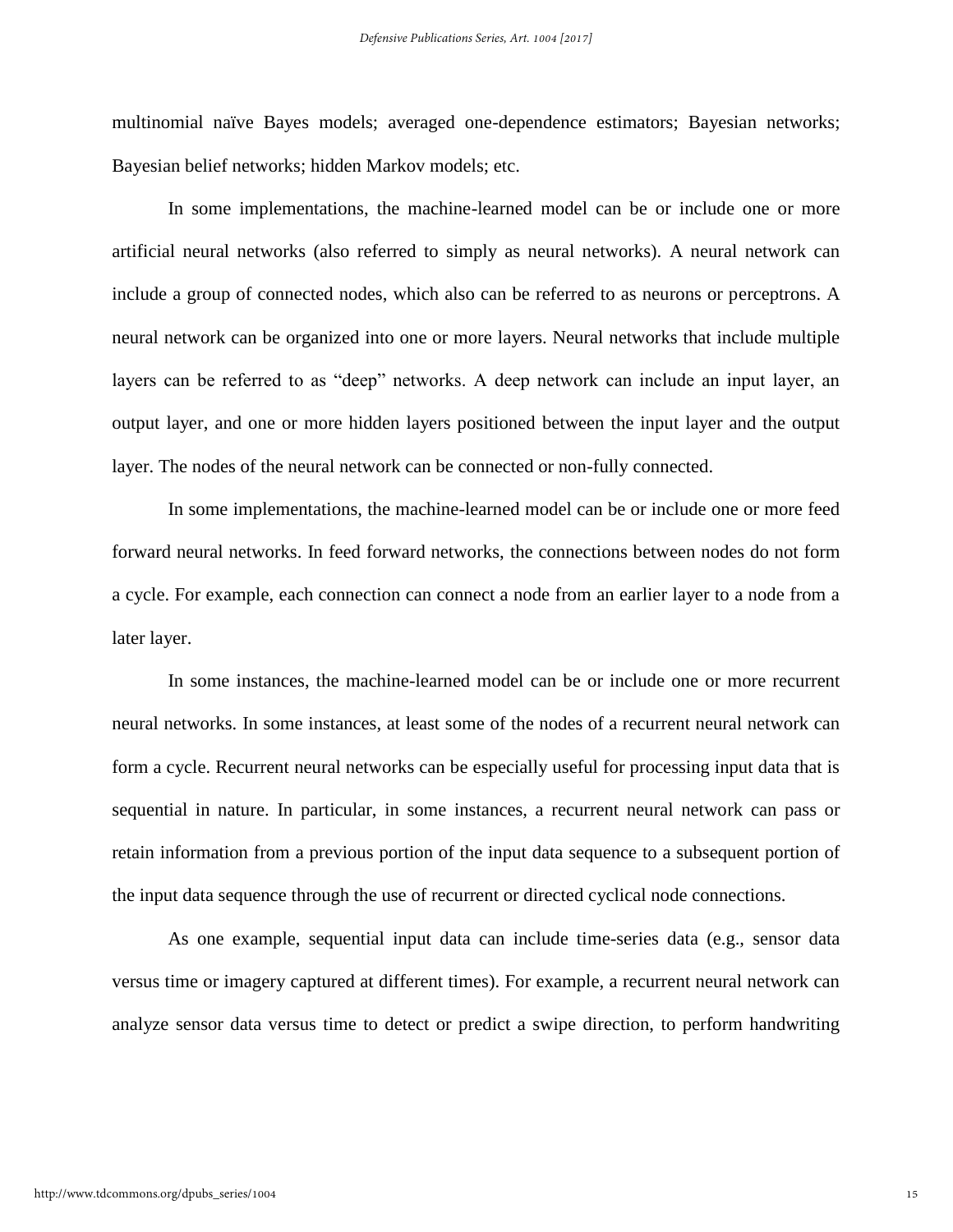multinomial naïve Bayes models; averaged one-dependence estimators; Bayesian networks; Bayesian belief networks; hidden Markov models; etc.

In some implementations, the machine-learned model can be or include one or more artificial neural networks (also referred to simply as neural networks). A neural network can include a group of connected nodes, which also can be referred to as neurons or perceptrons. A neural network can be organized into one or more layers. Neural networks that include multiple layers can be referred to as "deep" networks. A deep network can include an input layer, an output layer, and one or more hidden layers positioned between the input layer and the output layer. The nodes of the neural network can be connected or non-fully connected.

In some implementations, the machine-learned model can be or include one or more feed forward neural networks. In feed forward networks, the connections between nodes do not form a cycle. For example, each connection can connect a node from an earlier layer to a node from a later layer.

In some instances, the machine-learned model can be or include one or more recurrent neural networks. In some instances, at least some of the nodes of a recurrent neural network can form a cycle. Recurrent neural networks can be especially useful for processing input data that is sequential in nature. In particular, in some instances, a recurrent neural network can pass or retain information from a previous portion of the input data sequence to a subsequent portion of the input data sequence through the use of recurrent or directed cyclical node connections.

As one example, sequential input data can include time-series data (e.g., sensor data versus time or imagery captured at different times). For example, a recurrent neural network can analyze sensor data versus time to detect or predict a swipe direction, to perform handwriting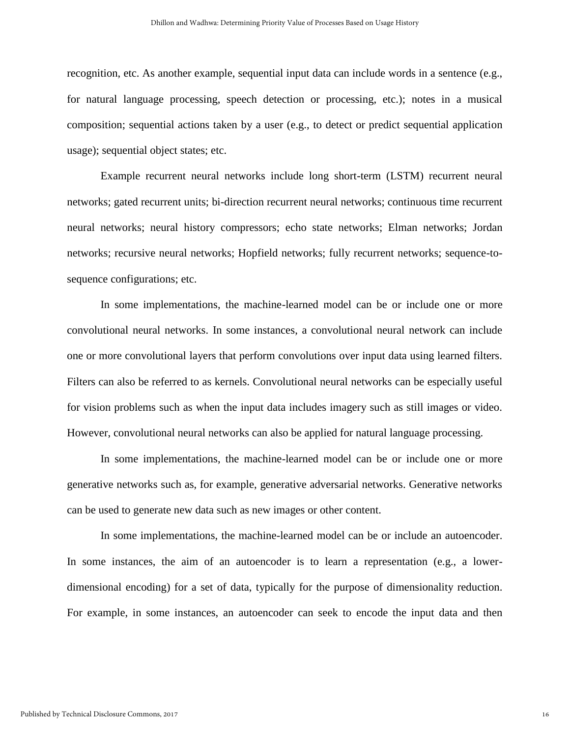recognition, etc. As another example, sequential input data can include words in a sentence (e.g., for natural language processing, speech detection or processing, etc.); notes in a musical composition; sequential actions taken by a user (e.g., to detect or predict sequential application usage); sequential object states; etc.

Example recurrent neural networks include long short-term (LSTM) recurrent neural networks; gated recurrent units; bi-direction recurrent neural networks; continuous time recurrent neural networks; neural history compressors; echo state networks; Elman networks; Jordan networks; recursive neural networks; Hopfield networks; fully recurrent networks; sequence-to-sequence configurations; etc.

In some implementations, the machine-learned model can be or include one or more convolutional neural networks. In some instances, a convolutional neural network can include one or more convolutional layers that perform convolutions over input data using learned filters. Filters can also be referred to as kernels. Convolutional neural networks can be especially useful for vision problems such as when the input data includes imagery such as still images or video. However, convolutional neural networks can also be applied for natural language processing.

In some implementations, the machine-learned model can be or include one or more generative networks such as, for example, generative adversarial networks. Generative networks can be used to generate new data such as new images or other content.

In some implementations, the machine-learned model can be or include an autoencoder. In some instances, the aim of an autoencoder is to learn a representation (e.g., a lower-dimensional encoding) for a set of data, typically for the purpose of dimensionality reduction. For example, in some instances, an autoencoder can seek to encode the input data and then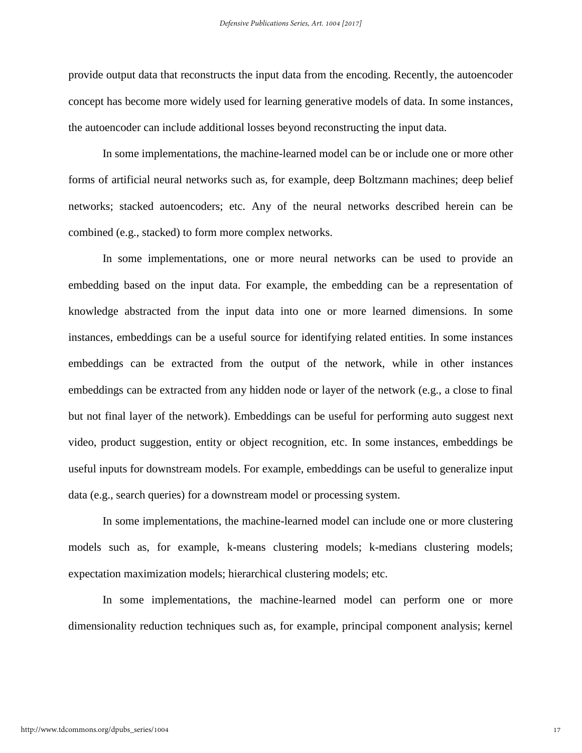provide output data that reconstructs the input data from the encoding. Recently, the autoencoder concept has become more widely used for learning generative models of data. In some instances, the autoencoder can include additional losses beyond reconstructing the input data.

In some implementations, the machine-learned model can be or include one or more other forms of artificial neural networks such as, for example, deep Boltzmann machines; deep belief networks; stacked autoencoders; etc. Any of the neural networks described herein can be combined (e.g., stacked) to form more complex networks.

In some implementations, one or more neural networks can be used to provide an embedding based on the input data. For example, the embedding can be a representation of knowledge abstracted from the input data into one or more learned dimensions. In some instances, embeddings can be a useful source for identifying related entities. In some instances embeddings can be extracted from the output of the network, while in other instances embeddings can be extracted from any hidden node or layer of the network (e.g., a close to final but not final layer of the network). Embeddings can be useful for performing auto suggest next video, product suggestion, entity or object recognition, etc. In some instances, embeddings be useful inputs for downstream models. For example, embeddings can be useful to generalize input data (e.g., search queries) for a downstream model or processing system.

In some implementations, the machine-learned model can include one or more clustering models such as, for example, k-means clustering models; k-medians clustering models; expectation maximization models; hierarchical clustering models; etc.

In some implementations, the machine-learned model can perform one or more dimensionality reduction techniques such as, for example, principal component analysis; kernel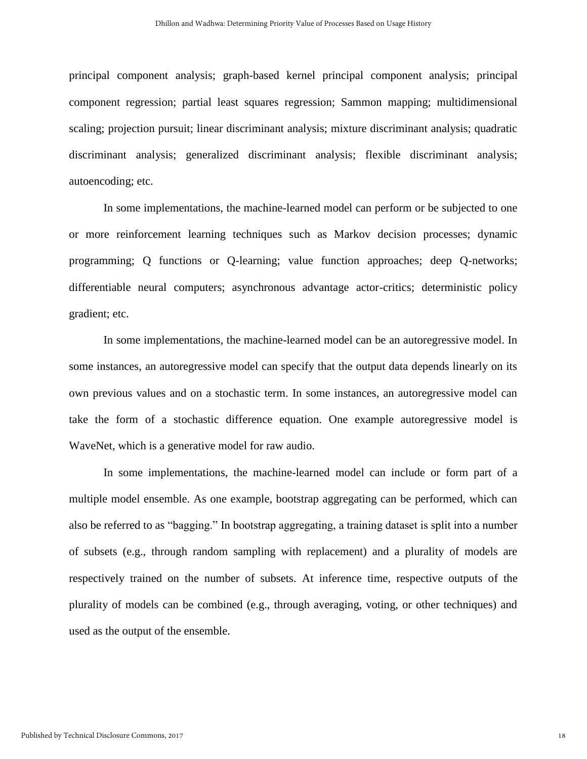principal component analysis; graph-based kernel principal component analysis; principal component regression; partial least squares regression; Sammon mapping; multidimensional scaling; projection pursuit; linear discriminant analysis; mixture discriminant analysis; quadratic discriminant analysis; generalized discriminant analysis; flexible discriminant analysis; autoencoding; etc.

In some implementations, the machine-learned model can perform or be subjected to one or more reinforcement learning techniques such as Markov decision processes; dynamic programming; Q functions or Q-learning; value function approaches; deep Q-networks; differentiable neural computers; asynchronous advantage actor-critics; deterministic policy gradient; etc.

In some implementations, the machine-learned model can be an autoregressive model. In some instances, an autoregressive model can specify that the output data depends linearly on its own previous values and on a stochastic term. In some instances, an autoregressive model can take the form of a stochastic difference equation. One example autoregressive model is WaveNet, which is a generative model for raw audio.

In some implementations, the machine-learned model can include or form part of a multiple model ensemble. As one example, bootstrap aggregating can be performed, which can also be referred to as "bagging." In bootstrap aggregating, a training dataset is split into a number of subsets (e.g., through random sampling with replacement) and a plurality of models are respectively trained on the number of subsets. At inference time, respective outputs of the plurality of models can be combined (e.g., through averaging, voting, or other techniques) and used as the output of the ensemble.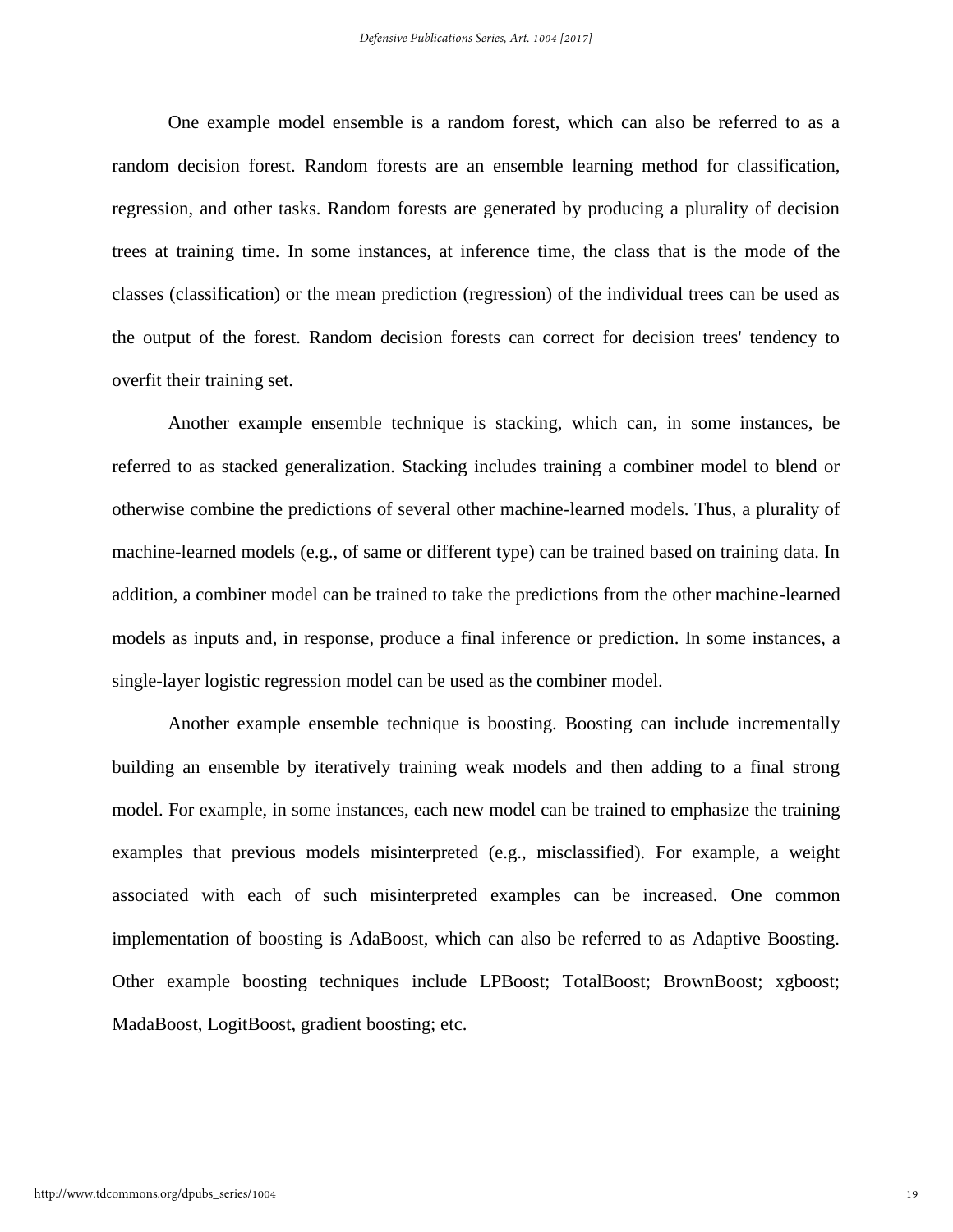One example model ensemble is a random forest, which can also be referred to as a random decision forest. Random forests are an ensemble learning method for classification, regression, and other tasks. Random forests are generated by producing a plurality of decision trees at training time. In some instances, at inference time, the class that is the mode of the classes (classification) or the mean prediction (regression) of the individual trees can be used as the output of the forest. Random decision forests can correct for decision trees' tendency to overfit their training set.

Another example ensemble technique is stacking, which can, in some instances, be referred to as stacked generalization. Stacking includes training a combiner model to blend or otherwise combine the predictions of several other machine-learned models. Thus, a plurality of machine-learned models (e.g., of same or different type) can be trained based on training data. In addition, a combiner model can be trained to take the predictions from the other machine-learned models as inputs and, in response, produce a final inference or prediction. In some instances, a single-layer logistic regression model can be used as the combiner model.

Another example ensemble technique is boosting. Boosting can include incrementally building an ensemble by iteratively training weak models and then adding to a final strong model. For example, in some instances, each new model can be trained to emphasize the training examples that previous models misinterpreted (e.g., misclassified). For example, a weight associated with each of such misinterpreted examples can be increased. One common implementation of boosting is AdaBoost, which can also be referred to as Adaptive Boosting. Other example boosting techniques include LPBoost; TotalBoost; BrownBoost; xgboost; MadaBoost, LogitBoost, gradient boosting; etc.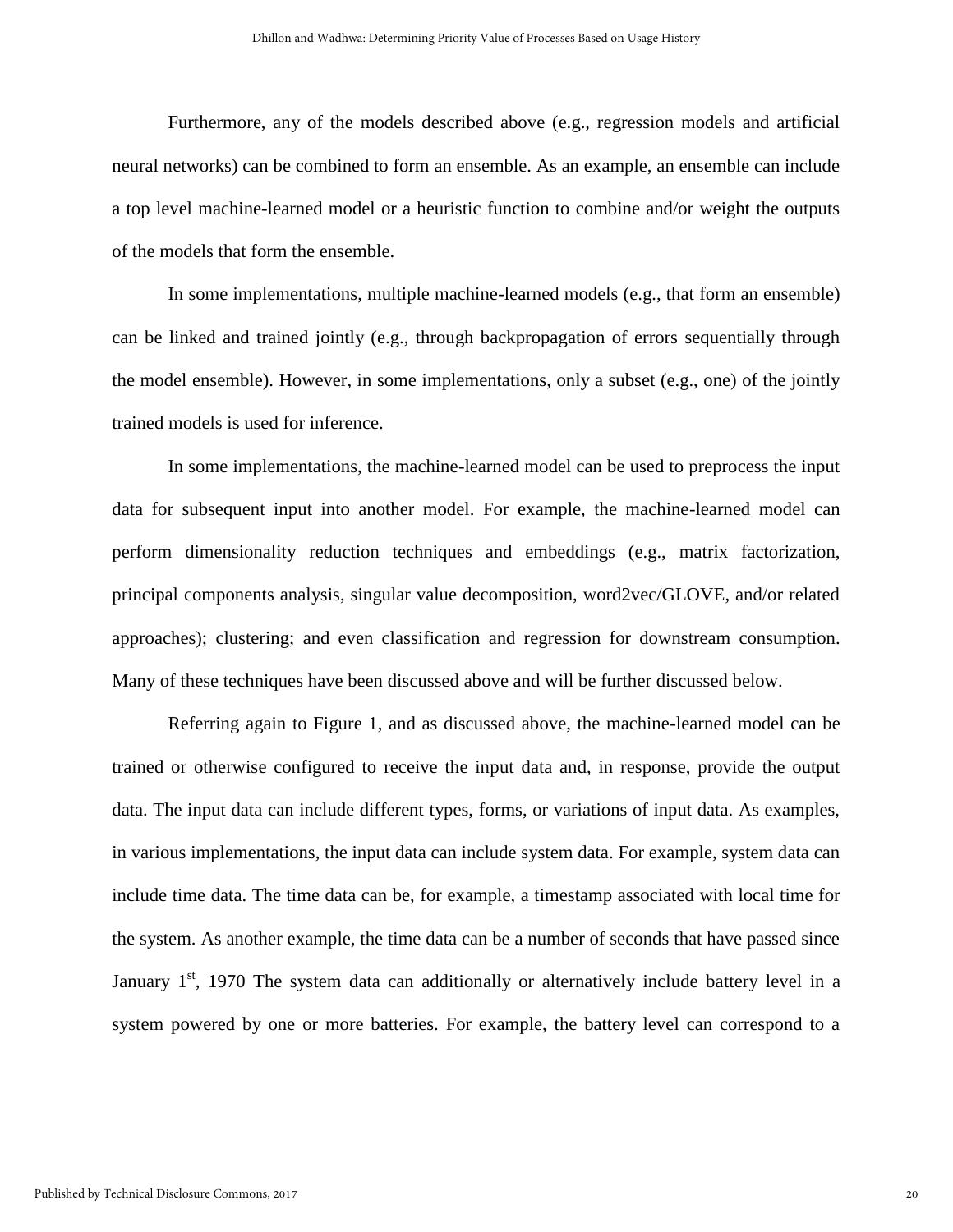Furthermore, any of the models described above (e.g., regression models and artificial neural networks) can be combined to form an ensemble. As an example, an ensemble can include a top level machine-learned model or a heuristic function to combine and/or weight the outputs of the models that form the ensemble.

In some implementations, multiple machine-learned models (e.g., that form an ensemble) can be linked and trained jointly (e.g., through backpropagation of errors sequentially through the model ensemble). However, in some implementations, only a subset (e.g., one) of the jointly trained models is used for inference.

In some implementations, the machine-learned model can be used to preprocess the input data for subsequent input into another model. For example, the machine-learned model can perform dimensionality reduction techniques and embeddings (e.g., matrix factorization, principal components analysis, singular value decomposition, word2vec/GLOVE, and/or related approaches); clustering; and even classification and regression for downstream consumption. Many of these techniques have been discussed above and will be further discussed below.

Referring again to Figure 1, and as discussed above, the machine-learned model can be trained or otherwise configured to receive the input data and, in response, provide the output data. The input data can include different types, forms, or variations of input data. As examples, in various implementations, the input data can include system data. For example, system data can include time data. The time data can be, for example, a timestamp associated with local time for the system. As another example, the time data can be a number of seconds that have passed since January 1st, 1970 The system data can additionally or alternatively include battery level in a system powered by one or more batteries. For example, the battery level can correspond to a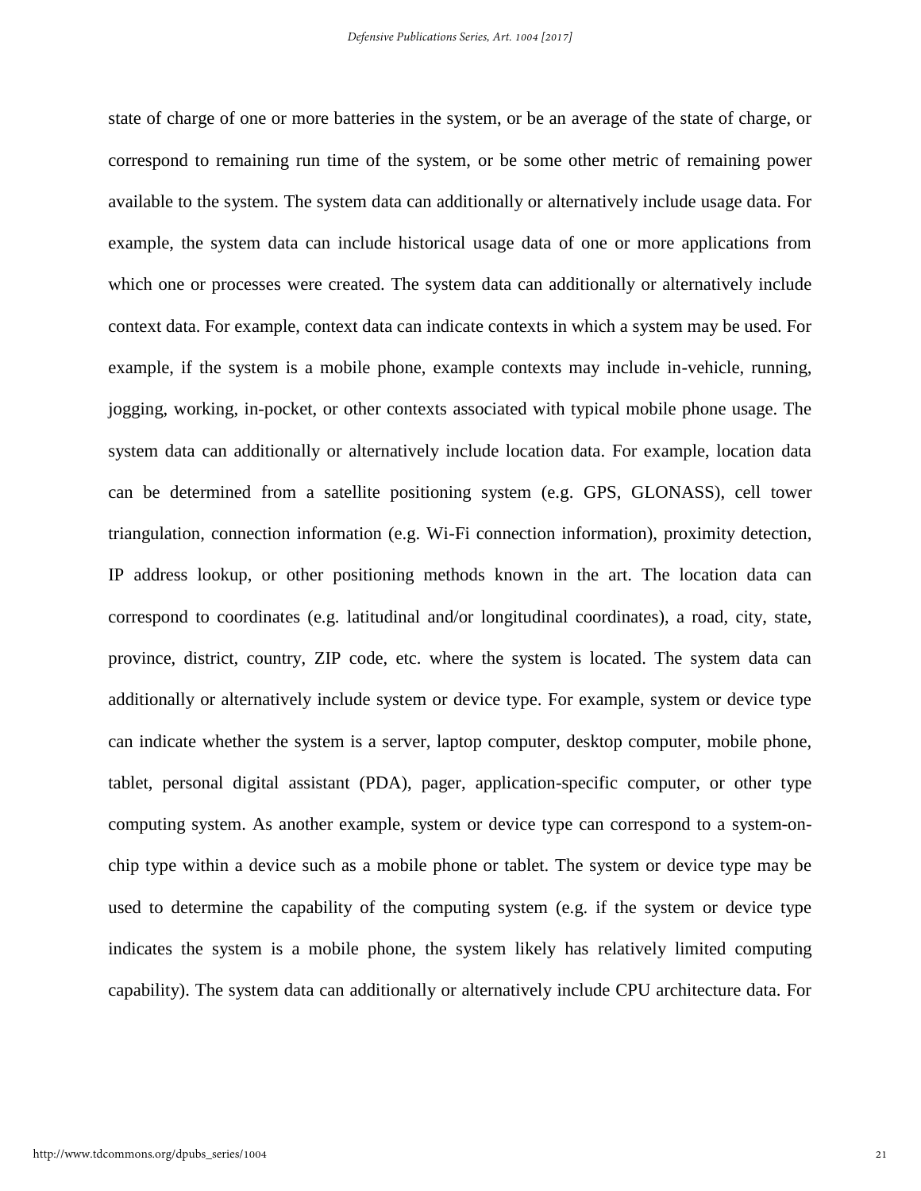state of charge of one or more batteries in the system, or be an average of the state of charge, or correspond to remaining run time of the system, or be some other metric of remaining power available to the system. The system data can additionally or alternatively include usage data. For example, the system data can include historical usage data of one or more applications from which one or processes were created. The system data can additionally or alternatively include context data. For example, context data can indicate contexts in which a system may be used. For example, if the system is a mobile phone, example contexts may include in-vehicle, running, jogging, working, in-pocket, or other contexts associated with typical mobile phone usage. The system data can additionally or alternatively include location data. For example, location data can be determined from a satellite positioning system (e.g. GPS, GLONASS), cell tower triangulation, connection information (e.g. Wi-Fi connection information), proximity detection, IP address lookup, or other positioning methods known in the art. The location data can correspond to coordinates (e.g. latitudinal and/or longitudinal coordinates), a road, city, state, province, district, country, ZIP code, etc. where the system is located. The system data can additionally or alternatively include system or device type. For example, system or device type can indicate whether the system is a server, laptop computer, desktop computer, mobile phone, tablet, personal digital assistant (PDA), pager, application-specific computer, or other type computing system. As another example, system or device type can correspond to a system-on-chip type within a device such as a mobile phone or tablet. The system or device type may be used to determine the capability of the computing system (e.g. if the system or device type indicates the system is a mobile phone, the system likely has relatively limited computing capability). The system data can additionally or alternatively include CPU architecture data. For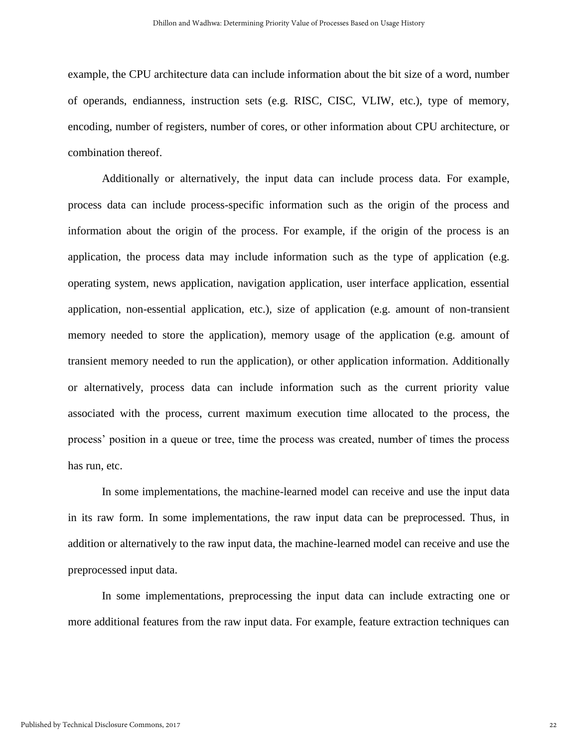example, the CPU architecture data can include information about the bit size of a word, number of operands, endianness, instruction sets (e.g. RISC, CISC, VLIW, etc.), type of memory, encoding, number of registers, number of cores, or other information about CPU architecture, or combination thereof.

Additionally or alternatively, the input data can include process data. For example, process data can include process-specific information such as the origin of the process and information about the origin of the process. For example, if the origin of the process is an application, the process data may include information such as the type of application (e.g. operating system, news application, navigation application, user interface application, essential application, non-essential application, etc.), size of application (e.g. amount of non-transient memory needed to store the application), memory usage of the application (e.g. amount of transient memory needed to run the application), or other application information. Additionally or alternatively, process data can include information such as the current priority value associated with the process, current maximum execution time allocated to the process, the process' position in a queue or tree, time the process was created, number of times the process has run, etc.

In some implementations, the machine-learned model can receive and use the input data in its raw form. In some implementations, the raw input data can be preprocessed. Thus, in addition or alternatively to the raw input data, the machine-learned model can receive and use the preprocessed input data.

In some implementations, preprocessing the input data can include extracting one or more additional features from the raw input data. For example, feature extraction techniques can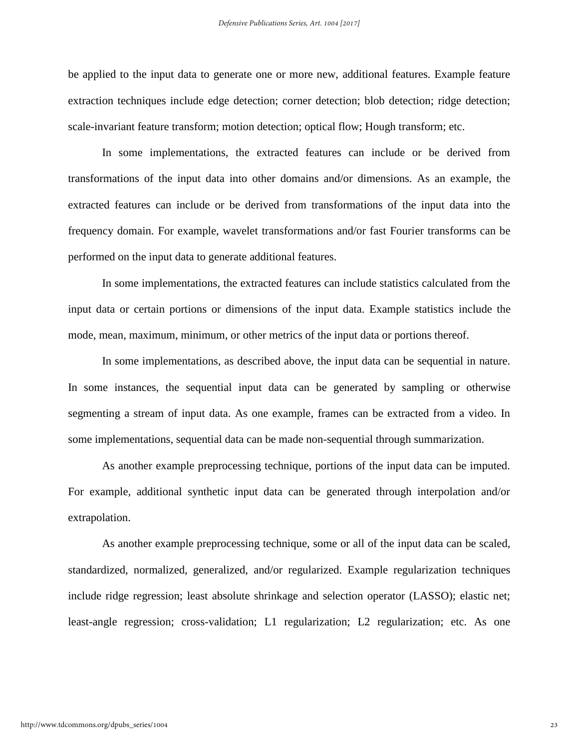be applied to the input data to generate one or more new, additional features. Example feature extraction techniques include edge detection; corner detection; blob detection; ridge detection; scale-invariant feature transform; motion detection; optical flow; Hough transform; etc.

In some implementations, the extracted features can include or be derived from transformations of the input data into other domains and/or dimensions. As an example, the extracted features can include or be derived from transformations of the input data into the frequency domain. For example, wavelet transformations and/or fast Fourier transforms can be performed on the input data to generate additional features.

In some implementations, the extracted features can include statistics calculated from the input data or certain portions or dimensions of the input data. Example statistics include the mode, mean, maximum, minimum, or other metrics of the input data or portions thereof.

In some implementations, as described above, the input data can be sequential in nature. In some instances, the sequential input data can be generated by sampling or otherwise segmenting a stream of input data. As one example, frames can be extracted from a video. In some implementations, sequential data can be made non-sequential through summarization.

As another example preprocessing technique, portions of the input data can be imputed. For example, additional synthetic input data can be generated through interpolation and/or extrapolation.

As another example preprocessing technique, some or all of the input data can be scaled, standardized, normalized, generalized, and/or regularized. Example regularization techniques include ridge regression; least absolute shrinkage and selection operator (LASSO); elastic net; least-angle regression; cross-validation; L1 regularization; L2 regularization; etc. As one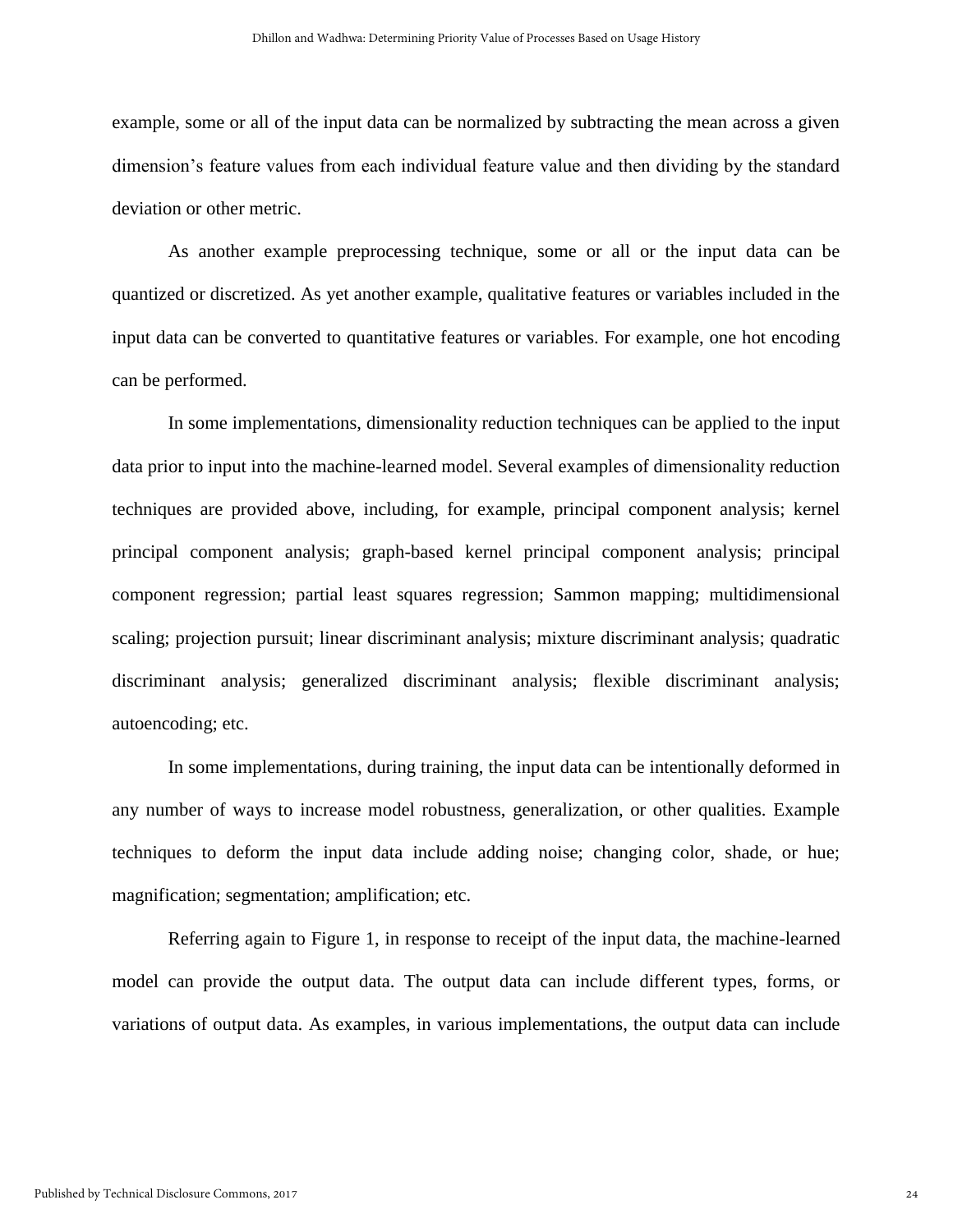example, some or all of the input data can be normalized by subtracting the mean across a given dimension's feature values from each individual feature value and then dividing by the standard deviation or other metric.

As another example preprocessing technique, some or all or the input data can be quantized or discretized. As yet another example, qualitative features or variables included in the input data can be converted to quantitative features or variables. For example, one hot encoding can be performed.

In some implementations, dimensionality reduction techniques can be applied to the input data prior to input into the machine-learned model. Several examples of dimensionality reduction techniques are provided above, including, for example, principal component analysis; kernel principal component analysis; graph-based kernel principal component analysis; principal component regression; partial least squares regression; Sammon mapping; multidimensional scaling; projection pursuit; linear discriminant analysis; mixture discriminant analysis; quadratic discriminant analysis; generalized discriminant analysis; flexible discriminant analysis; autoencoding; etc.

In some implementations, during training, the input data can be intentionally deformed in any number of ways to increase model robustness, generalization, or other qualities. Example techniques to deform the input data include adding noise; changing color, shade, or hue; magnification; segmentation; amplification; etc.

Referring again to Figure 1, in response to receipt of the input data, the machine-learned model can provide the output data. The output data can include different types, forms, or variations of output data. As examples, in various implementations, the output data can include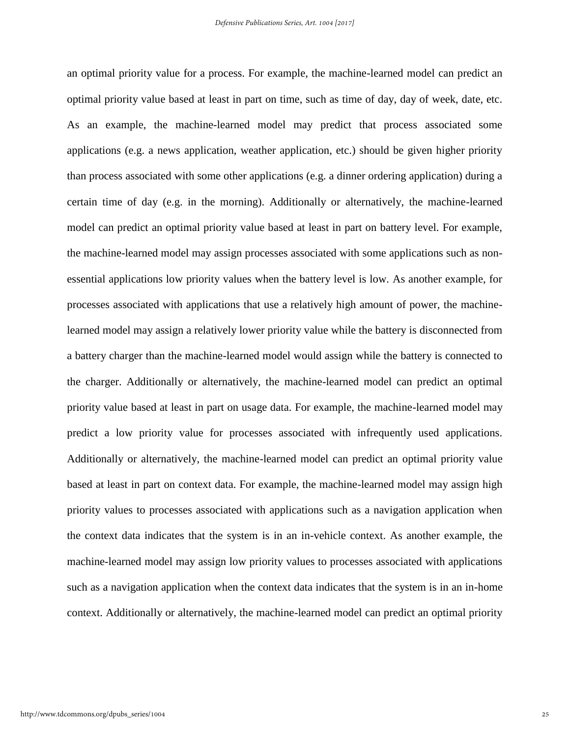an optimal priority value for a process. For example, the machine-learned model can predict an optimal priority value based at least in part on time, such as time of day, day of week, date, etc. As an example, the machine-learned model may predict that process associated some applications (e.g. a news application, weather application, etc.) should be given higher priority than process associated with some other applications (e.g. a dinner ordering application) during a certain time of day (e.g. in the morning). Additionally or alternatively, the machine-learned model can predict an optimal priority value based at least in part on battery level. For example, the machine-learned model may assign processes associated with some applications such as non-essential applications low priority values when the battery level is low. As another example, for processes associated with applications that use a relatively high amount of power, the machine-learned model may assign a relatively lower priority value while the battery is disconnected from a battery charger than the machine-learned model would assign while the battery is connected to the charger. Additionally or alternatively, the machine-learned model can predict an optimal priority value based at least in part on usage data. For example, the machine-learned model may predict a low priority value for processes associated with infrequently used applications. Additionally or alternatively, the machine-learned model can predict an optimal priority value based at least in part on context data. For example, the machine-learned model may assign high priority values to processes associated with applications such as a navigation application when the context data indicates that the system is in an in-vehicle context. As another example, the machine-learned model may assign low priority values to processes associated with applications such as a navigation application when the context data indicates that the system is in an in-home context. Additionally or alternatively, the machine-learned model can predict an optimal priority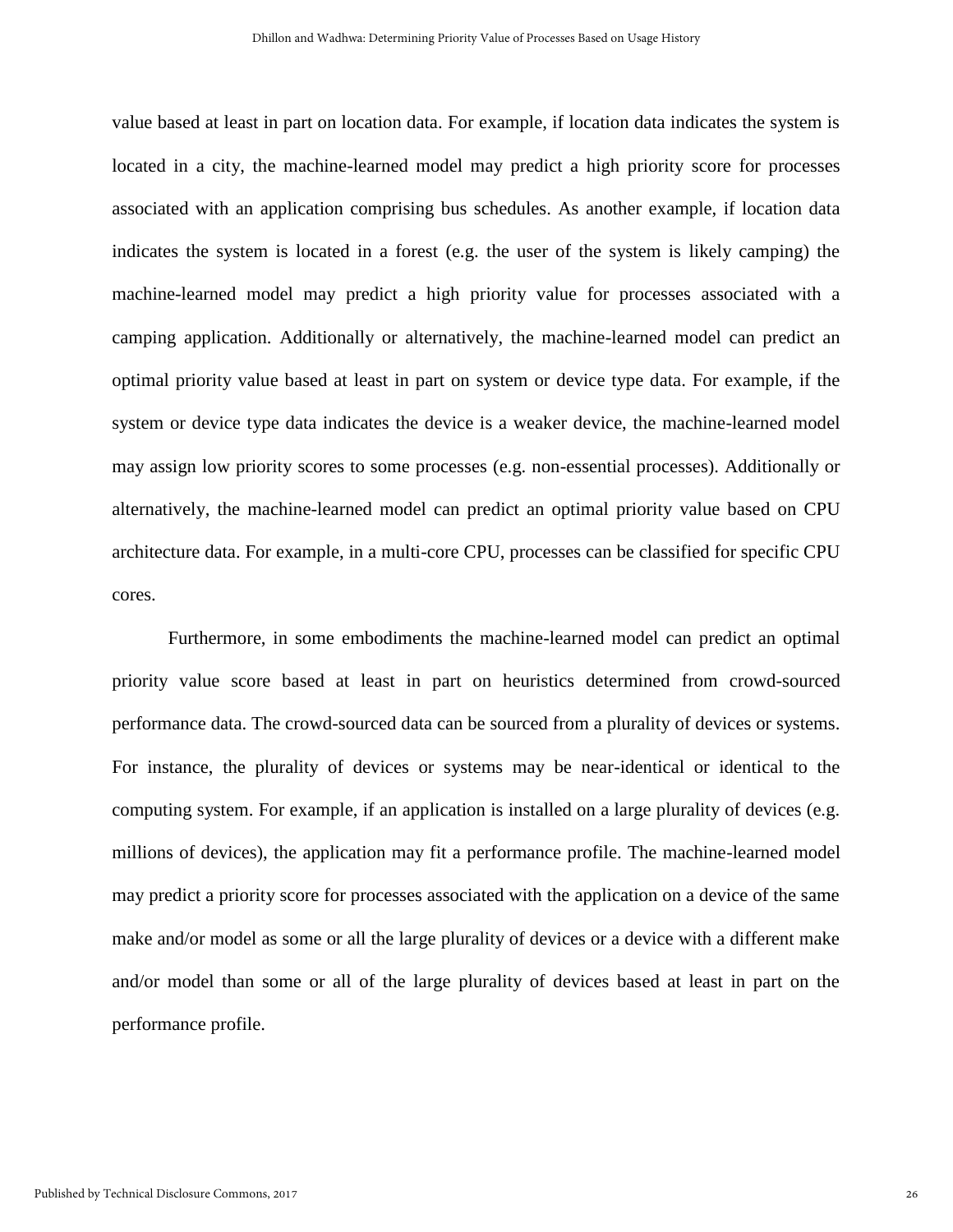value based at least in part on location data. For example, if location data indicates the system is located in a city, the machine-learned model may predict a high priority score for processes associated with an application comprising bus schedules. As another example, if location data indicates the system is located in a forest (e.g. the user of the system is likely camping) the machine-learned model may predict a high priority value for processes associated with a camping application. Additionally or alternatively, the machine-learned model can predict an optimal priority value based at least in part on system or device type data. For example, if the system or device type data indicates the device is a weaker device, the machine-learned model may assign low priority scores to some processes (e.g. non-essential processes). Additionally or alternatively, the machine-learned model can predict an optimal priority value based on CPU architecture data. For example, in a multi-core CPU, processes can be classified for specific CPU cores.

Furthermore, in some embodiments the machine-learned model can predict an optimal priority value score based at least in part on heuristics determined from crowd-sourced performance data. The crowd-sourced data can be sourced from a plurality of devices or systems. For instance, the plurality of devices or systems may be near-identical or identical to the computing system. For example, if an application is installed on a large plurality of devices (e.g. millions of devices), the application may fit a performance profile. The machine-learned model may predict a priority score for processes associated with the application on a device of the same make and/or model as some or all the large plurality of devices or a device with a different make and/or model than some or all of the large plurality of devices based at least in part on the performance profile.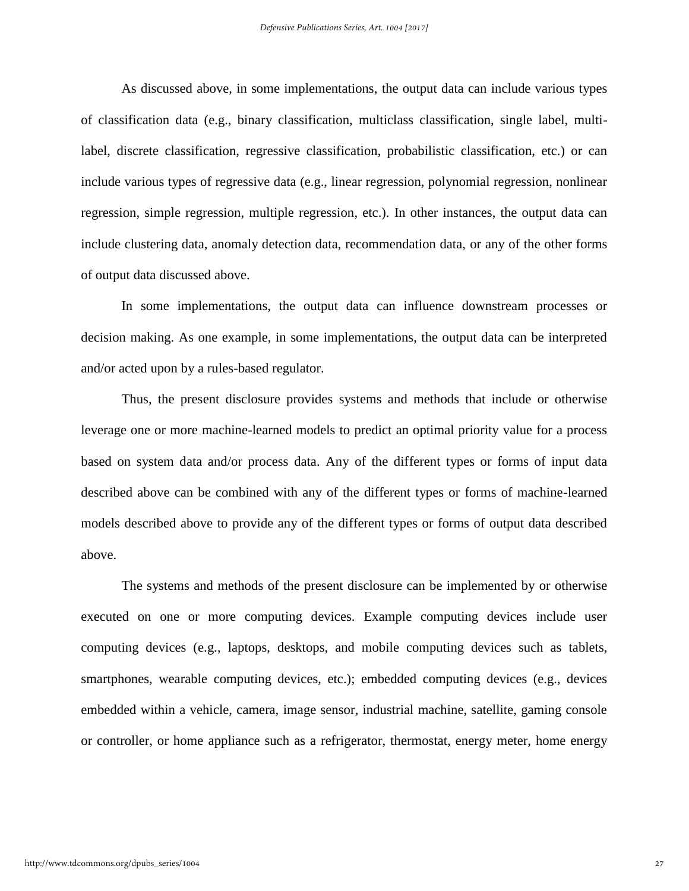As discussed above, in some implementations, the output data can include various types of classification data (e.g., binary classification, multiclass classification, single label, multi-label, discrete classification, regressive classification, probabilistic classification, etc.) or can include various types of regressive data (e.g., linear regression, polynomial regression, nonlinear regression, simple regression, multiple regression, etc.). In other instances, the output data can include clustering data, anomaly detection data, recommendation data, or any of the other forms of output data discussed above.

In some implementations, the output data can influence downstream processes or decision making. As one example, in some implementations, the output data can be interpreted and/or acted upon by a rules-based regulator.

Thus, the present disclosure provides systems and methods that include or otherwise leverage one or more machine-learned models to predict an optimal priority value for a process based on system data and/or process data. Any of the different types or forms of input data described above can be combined with any of the different types or forms of machine-learned models described above to provide any of the different types or forms of output data described above.

The systems and methods of the present disclosure can be implemented by or otherwise executed on one or more computing devices. Example computing devices include user computing devices (e.g., laptops, desktops, and mobile computing devices such as tablets, smartphones, wearable computing devices, etc.); embedded computing devices (e.g., devices embedded within a vehicle, camera, image sensor, industrial machine, satellite, gaming console or controller, or home appliance such as a refrigerator, thermostat, energy meter, home energy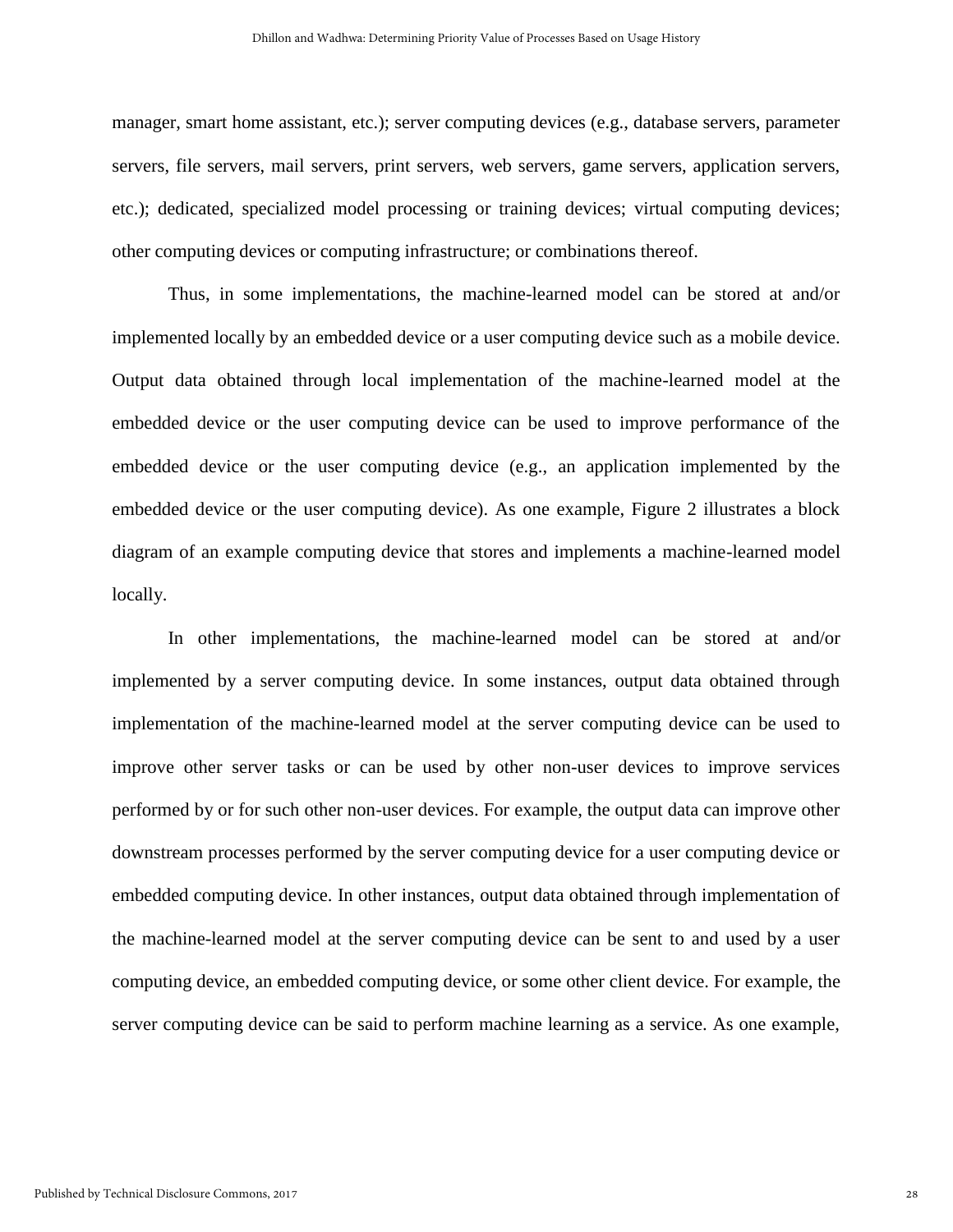manager, smart home assistant, etc.); server computing devices (e.g., database servers, parameter servers, file servers, mail servers, print servers, web servers, game servers, application servers, etc.); dedicated, specialized model processing or training devices; virtual computing devices; other computing devices or computing infrastructure; or combinations thereof.

Thus, in some implementations, the machine-learned model can be stored at and/or implemented locally by an embedded device or a user computing device such as a mobile device. Output data obtained through local implementation of the machine-learned model at the embedded device or the user computing device can be used to improve performance of the embedded device or the user computing device (e.g., an application implemented by the embedded device or the user computing device). As one example, Figure 2 illustrates a block diagram of an example computing device that stores and implements a machine-learned model locally.

In other implementations, the machine-learned model can be stored at and/or implemented by a server computing device. In some instances, output data obtained through implementation of the machine-learned model at the server computing device can be used to improve other server tasks or can be used by other non-user devices to improve services performed by or for such other non-user devices. For example, the output data can improve other downstream processes performed by the server computing device for a user computing device or embedded computing device. In other instances, output data obtained through implementation of the machine-learned model at the server computing device can be sent to and used by a user computing device, an embedded computing device, or some other client device. For example, the server computing device can be said to perform machine learning as a service. As one example,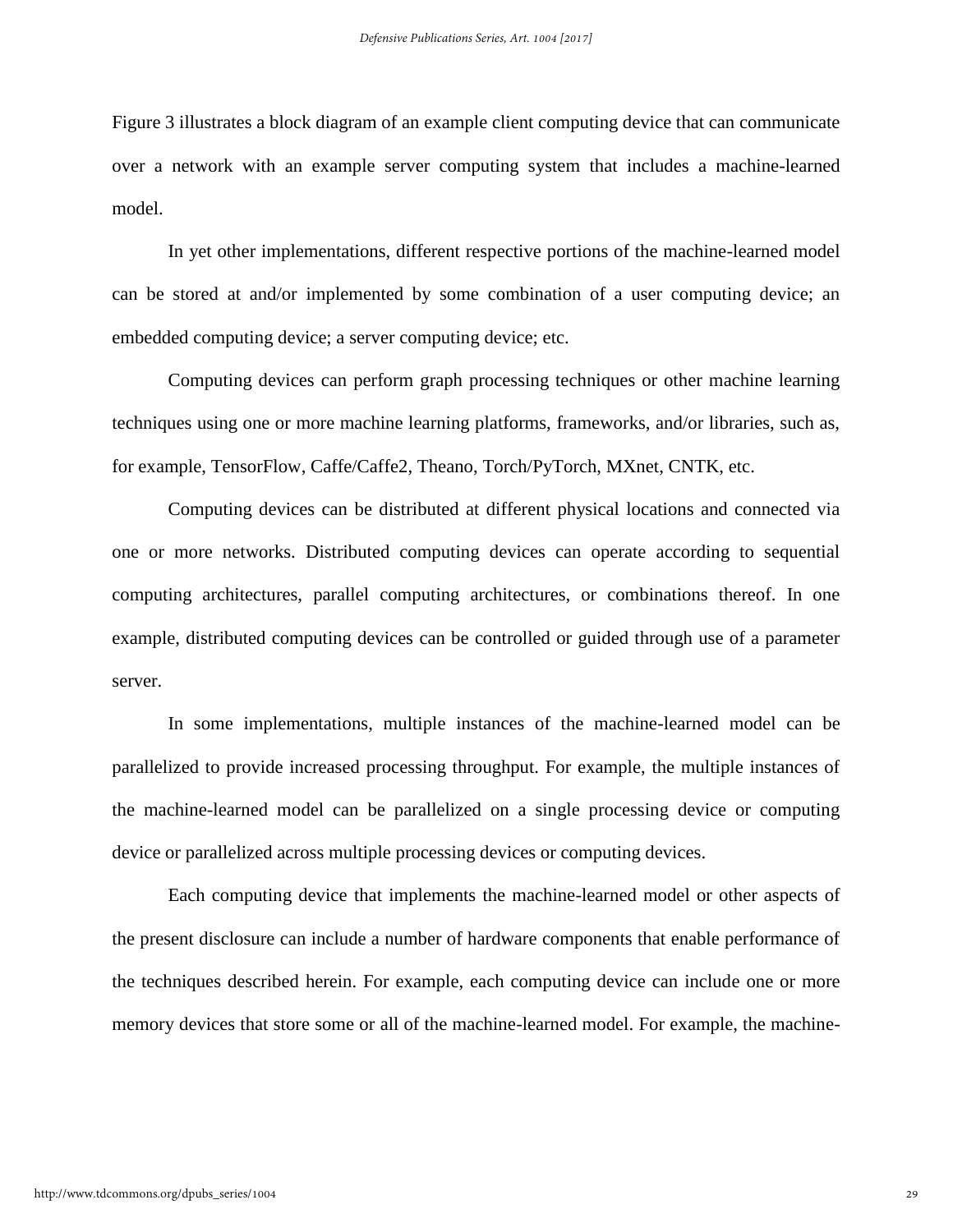Figure 3 illustrates a block diagram of an example client computing device that can communicate over a network with an example server computing system that includes a machine-learned model.

In yet other implementations, different respective portions of the machine-learned model can be stored at and/or implemented by some combination of a user computing device; an embedded computing device; a server computing device; etc.

Computing devices can perform graph processing techniques or other machine learning techniques using one or more machine learning platforms, frameworks, and/or libraries, such as, for example, TensorFlow, Caffe/Caffe2, Theano, Torch/PyTorch, MXnet, CNTK, etc.

Computing devices can be distributed at different physical locations and connected via one or more networks. Distributed computing devices can operate according to sequential computing architectures, parallel computing architectures, or combinations thereof. In one example, distributed computing devices can be controlled or guided through use of a parameter server.

In some implementations, multiple instances of the machine-learned model can be parallelized to provide increased processing throughput. For example, the multiple instances of the machine-learned model can be parallelized on a single processing device or computing device or parallelized across multiple processing devices or computing devices.

Each computing device that implements the machine-learned model or other aspects of the present disclosure can include a number of hardware components that enable performance of the techniques described herein. For example, each computing device can include one or more memory devices that store some or all of the machine-learned model. For example, the machine-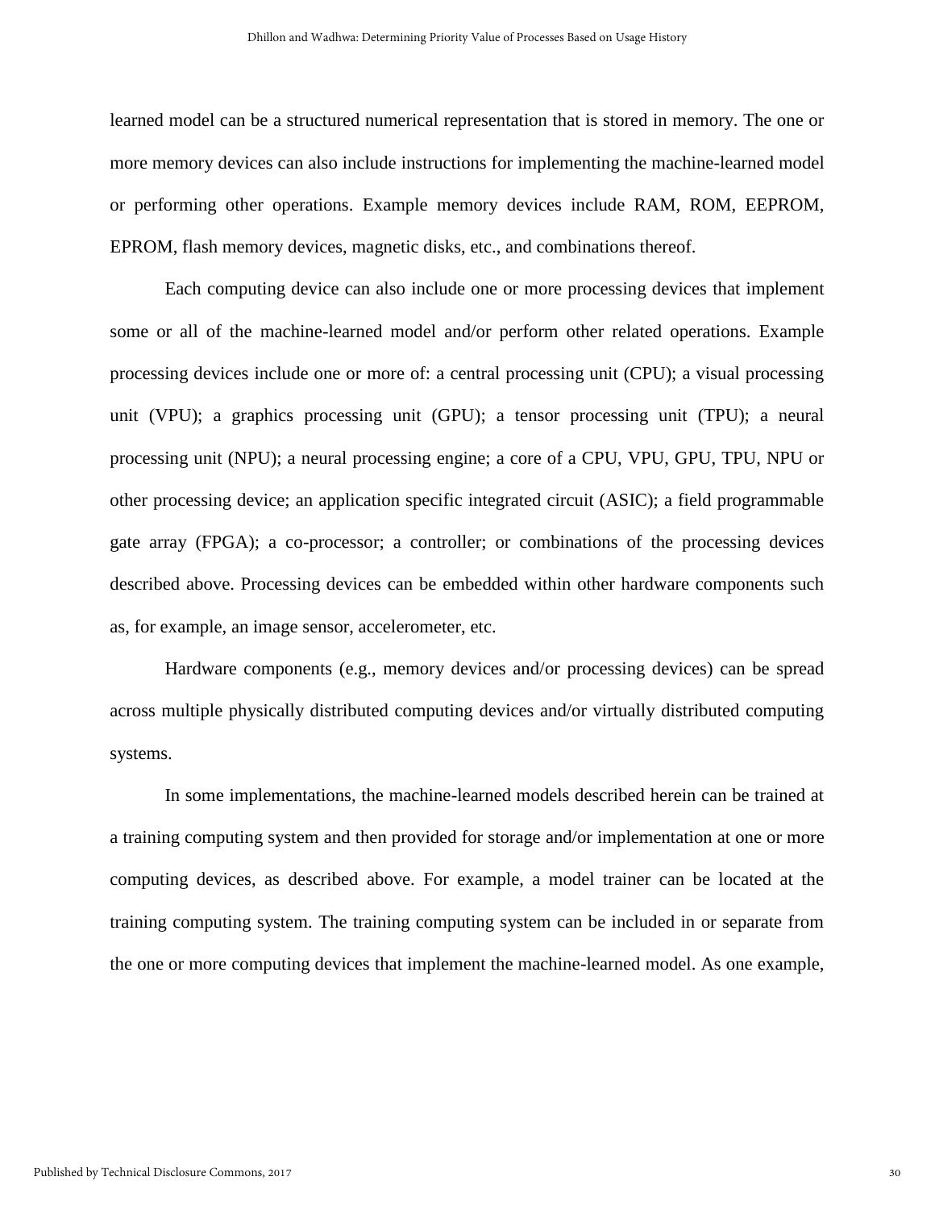learned model can be a structured numerical representation that is stored in memory. The one or more memory devices can also include instructions for implementing the machine-learned model or performing other operations. Example memory devices include RAM, ROM, EEPROM, EPROM, flash memory devices, magnetic disks, etc., and combinations thereof.

Each computing device can also include one or more processing devices that implement some or all of the machine-learned model and/or perform other related operations. Example processing devices include one or more of: a central processing unit (CPU); a visual processing unit (VPU); a graphics processing unit (GPU); a tensor processing unit (TPU); a neural processing unit (NPU); a neural processing engine; a core of a CPU, VPU, GPU, TPU, NPU or other processing device; an application specific integrated circuit (ASIC); a field programmable gate array (FPGA); a co-processor; a controller; or combinations of the processing devices described above. Processing devices can be embedded within other hardware components such as, for example, an image sensor, accelerometer, etc.

Hardware components (e.g., memory devices and/or processing devices) can be spread across multiple physically distributed computing devices and/or virtually distributed computing systems.

In some implementations, the machine-learned models described herein can be trained at a training computing system and then provided for storage and/or implementation at one or more computing devices, as described above. For example, a model trainer can be located at the training computing system. The training computing system can be included in or separate from the one or more computing devices that implement the machine-learned model. As one example,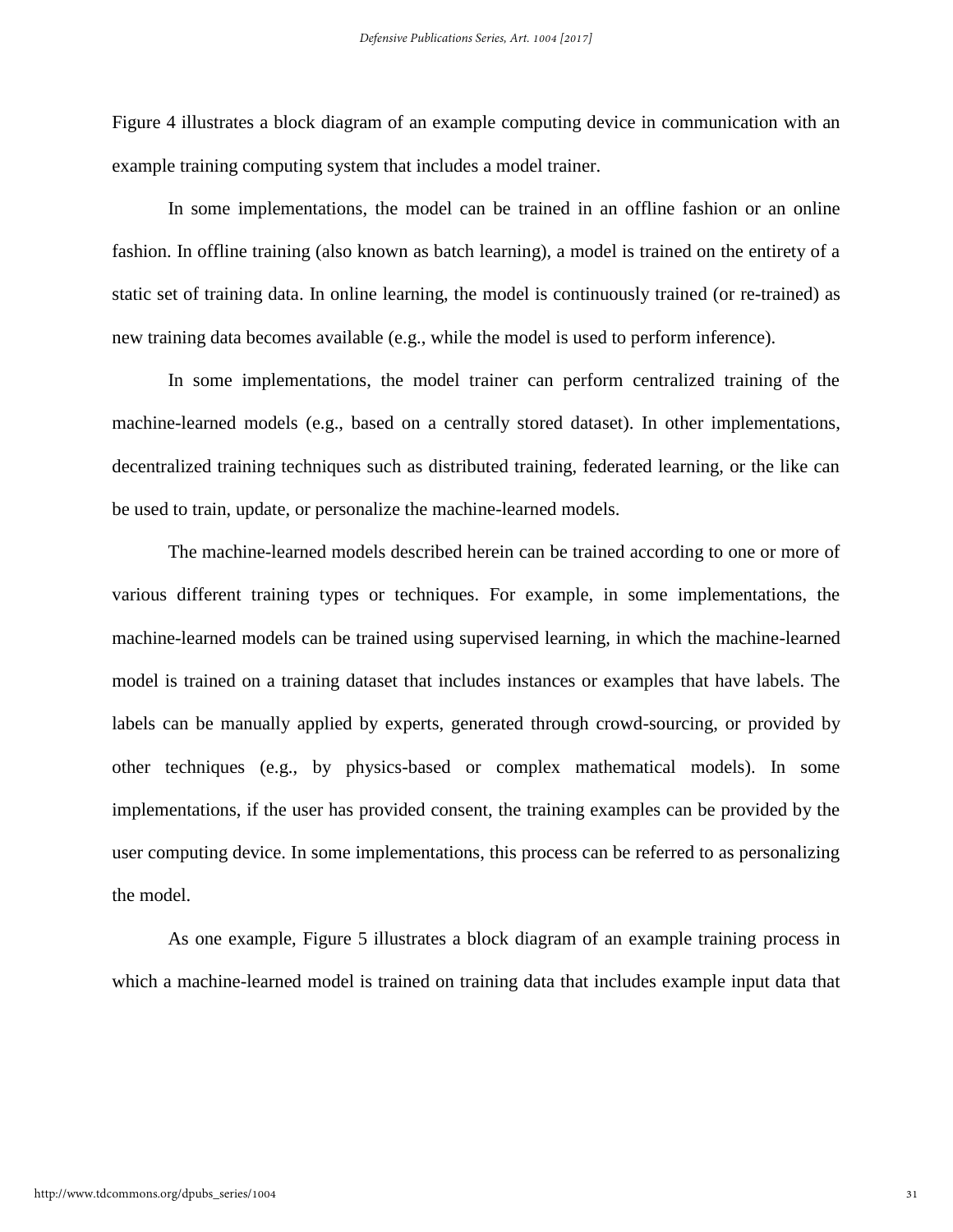Figure 4 illustrates a block diagram of an example computing device in communication with an example training computing system that includes a model trainer.

In some implementations, the model can be trained in an offline fashion or an online fashion. In offline training (also known as batch learning), a model is trained on the entirety of a static set of training data. In online learning, the model is continuously trained (or re-trained) as new training data becomes available (e.g., while the model is used to perform inference).

In some implementations, the model trainer can perform centralized training of the machine-learned models (e.g., based on a centrally stored dataset). In other implementations, decentralized training techniques such as distributed training, federated learning, or the like can be used to train, update, or personalize the machine-learned models.

The machine-learned models described herein can be trained according to one or more of various different training types or techniques. For example, in some implementations, the machine-learned models can be trained using supervised learning, in which the machine-learned model is trained on a training dataset that includes instances or examples that have labels. The labels can be manually applied by experts, generated through crowd-sourcing, or provided by other techniques (e.g., by physics-based or complex mathematical models). In some implementations, if the user has provided consent, the training examples can be provided by the user computing device. In some implementations, this process can be referred to as personalizing the model.

As one example, Figure 5 illustrates a block diagram of an example training process in which a machine-learned model is trained on training data that includes example input data that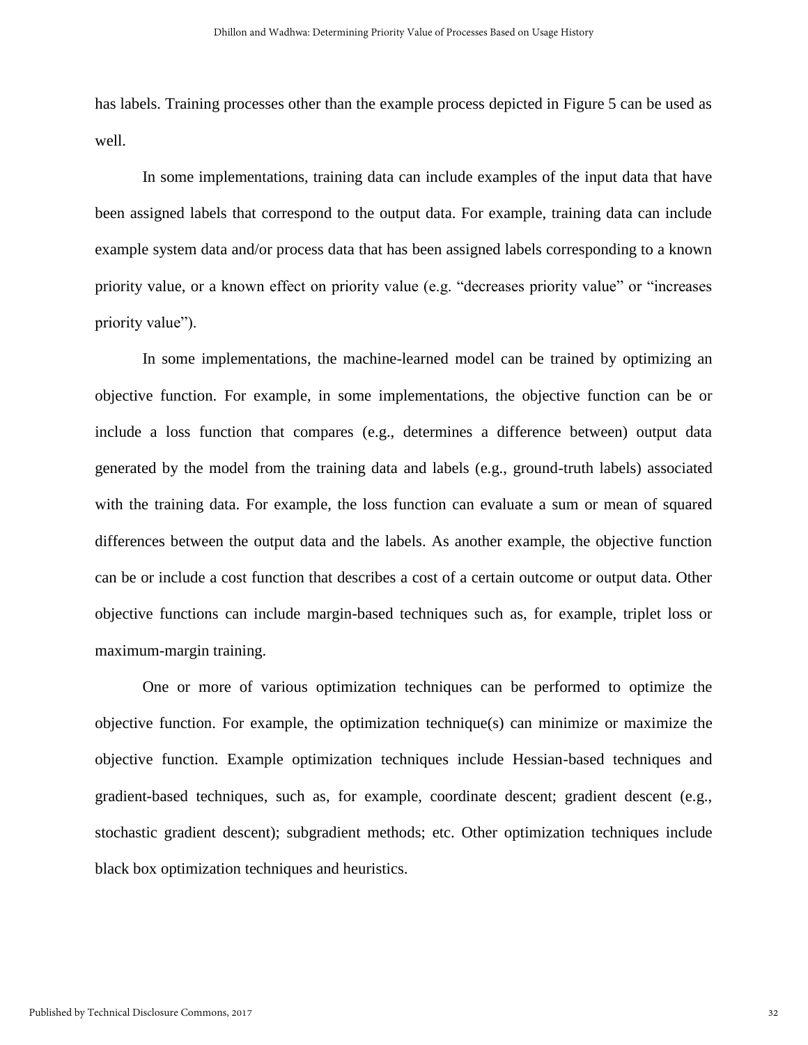has labels. Training processes other than the example process depicted in Figure 5 can be used as well.

In some implementations, training data can include examples of the input data that have been assigned labels that correspond to the output data. For example, training data can include example system data and/or process data that has been assigned labels corresponding to a known priority value, or a known effect on priority value (e.g. “decreases priority value” or “increases priority value”).

In some implementations, the machine-learned model can be trained by optimizing an objective function. For example, in some implementations, the objective function can be or include a loss function that compares (e.g., determines a difference between) output data generated by the model from the training data and labels (e.g., ground-truth labels) associated with the training data. For example, the loss function can evaluate a sum or mean of squared differences between the output data and the labels. As another example, the objective function can be or include a cost function that describes a cost of a certain outcome or output data. Other objective functions can include margin-based techniques such as, for example, triplet loss or maximum-margin training.

One or more of various optimization techniques can be performed to optimize the objective function. For example, the optimization technique(s) can minimize or maximize the objective function. Example optimization techniques include Hessian-based techniques and gradient-based techniques, such as, for example, coordinate descent; gradient descent (e.g., stochastic gradient descent); subgradient methods; etc. Other optimization techniques include black box optimization techniques and heuristics.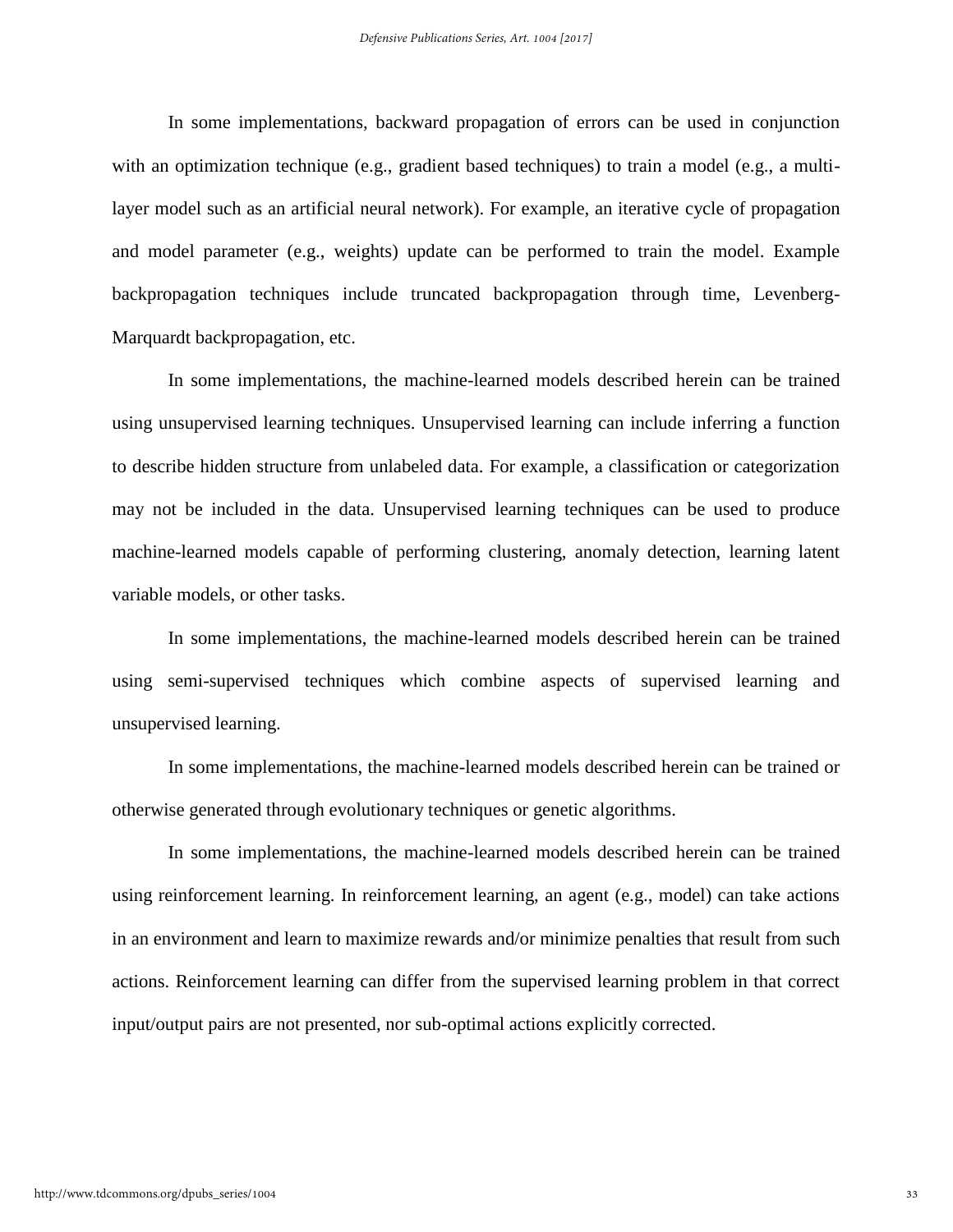In some implementations, backward propagation of errors can be used in conjunction with an optimization technique (e.g., gradient based techniques) to train a model (e.g., a multi-layer model such as an artificial neural network). For example, an iterative cycle of propagation and model parameter (e.g., weights) update can be performed to train the model. Example backpropagation techniques include truncated backpropagation through time, Levenberg-Marquardt backpropagation, etc.

In some implementations, the machine-learned models described herein can be trained using unsupervised learning techniques. Unsupervised learning can include inferring a function to describe hidden structure from unlabeled data. For example, a classification or categorization may not be included in the data. Unsupervised learning techniques can be used to produce machine-learned models capable of performing clustering, anomaly detection, learning latent variable models, or other tasks.

In some implementations, the machine-learned models described herein can be trained using semi-supervised techniques which combine aspects of supervised learning and unsupervised learning.

In some implementations, the machine-learned models described herein can be trained or otherwise generated through evolutionary techniques or genetic algorithms.

In some implementations, the machine-learned models described herein can be trained using reinforcement learning. In reinforcement learning, an agent (e.g., model) can take actions in an environment and learn to maximize rewards and/or minimize penalties that result from such actions. Reinforcement learning can differ from the supervised learning problem in that correct input/output pairs are not presented, nor sub-optimal actions explicitly corrected.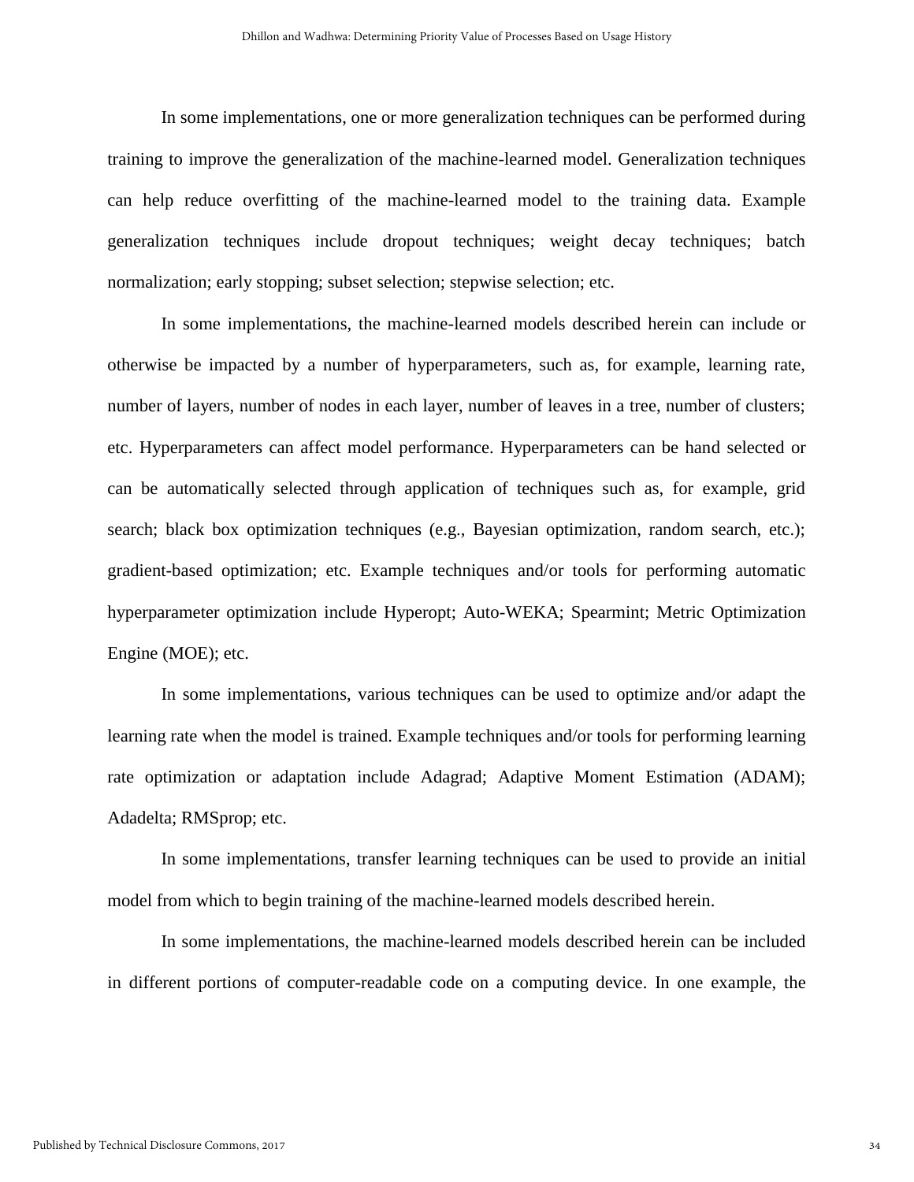In some implementations, one or more generalization techniques can be performed during training to improve the generalization of the machine-learned model. Generalization techniques can help reduce overfitting of the machine-learned model to the training data. Example generalization techniques include dropout techniques; weight decay techniques; batch normalization; early stopping; subset selection; stepwise selection; etc.

In some implementations, the machine-learned models described herein can include or otherwise be impacted by a number of hyperparameters, such as, for example, learning rate, number of layers, number of nodes in each layer, number of leaves in a tree, number of clusters; etc. Hyperparameters can affect model performance. Hyperparameters can be hand selected or can be automatically selected through application of techniques such as, for example, grid search; black box optimization techniques (e.g., Bayesian optimization, random search, etc.); gradient-based optimization; etc. Example techniques and/or tools for performing automatic hyperparameter optimization include Hyperopt; Auto-WEKA; Spearmint; Metric Optimization Engine (MOE); etc.

In some implementations, various techniques can be used to optimize and/or adapt the learning rate when the model is trained. Example techniques and/or tools for performing learning rate optimization or adaptation include Adagrad; Adaptive Moment Estimation (ADAM); Adadelta; RMSprop; etc.

In some implementations, transfer learning techniques can be used to provide an initial model from which to begin training of the machine-learned models described herein.

In some implementations, the machine-learned models described herein can be included in different portions of computer-readable code on a computing device. In one example, the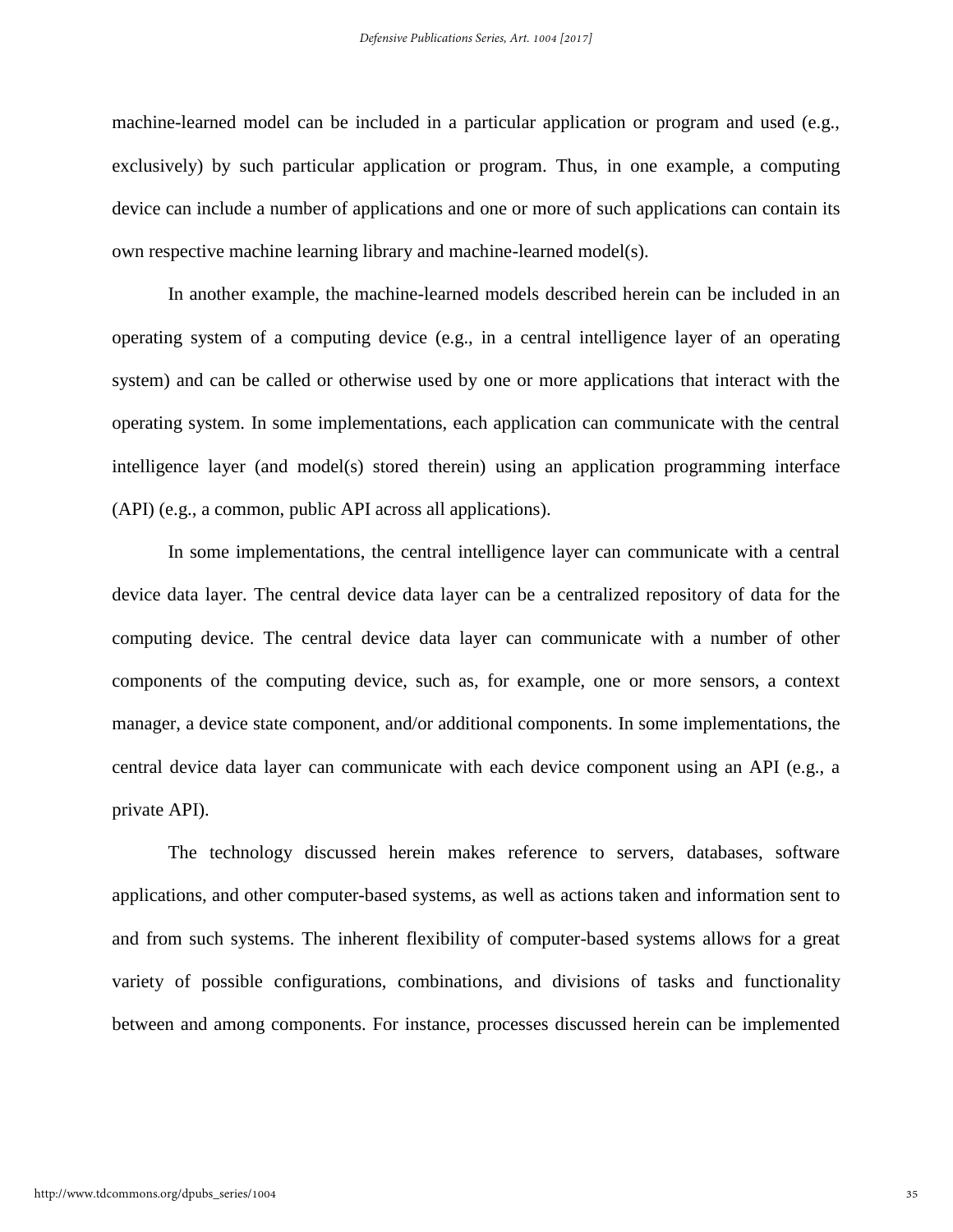machine-learned model can be included in a particular application or program and used (e.g., exclusively) by such particular application or program. Thus, in one example, a computing device can include a number of applications and one or more of such applications can contain its own respective machine learning library and machine-learned model(s).

In another example, the machine-learned models described herein can be included in an operating system of a computing device (e.g., in a central intelligence layer of an operating system) and can be called or otherwise used by one or more applications that interact with the operating system. In some implementations, each application can communicate with the central intelligence layer (and model(s) stored therein) using an application programming interface (API) (e.g., a common, public API across all applications).

In some implementations, the central intelligence layer can communicate with a central device data layer. The central device data layer can be a centralized repository of data for the computing device. The central device data layer can communicate with a number of other components of the computing device, such as, for example, one or more sensors, a context manager, a device state component, and/or additional components. In some implementations, the central device data layer can communicate with each device component using an API (e.g., a private API).

The technology discussed herein makes reference to servers, databases, software applications, and other computer-based systems, as well as actions taken and information sent to and from such systems. The inherent flexibility of computer-based systems allows for a great variety of possible configurations, combinations, and divisions of tasks and functionality between and among components. For instance, processes discussed herein can be implemented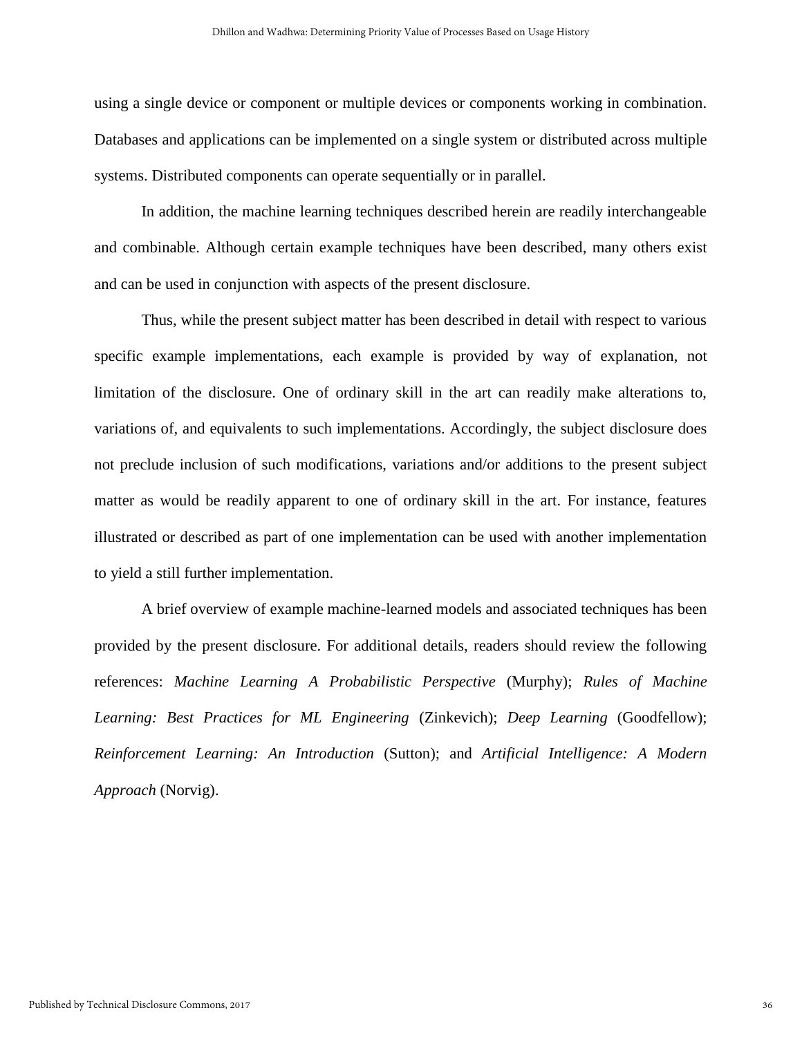using a single device or component or multiple devices or components working in combination. Databases and applications can be implemented on a single system or distributed across multiple systems. Distributed components can operate sequentially or in parallel.

In addition, the machine learning techniques described herein are readily interchangeable and combinable. Although certain example techniques have been described, many others exist and can be used in conjunction with aspects of the present disclosure.

Thus, while the present subject matter has been described in detail with respect to various specific example implementations, each example is provided by way of explanation, not limitation of the disclosure. One of ordinary skill in the art can readily make alterations to, variations of, and equivalents to such implementations. Accordingly, the subject disclosure does not preclude inclusion of such modifications, variations and/or additions to the present subject matter as would be readily apparent to one of ordinary skill in the art. For instance, features illustrated or described as part of one implementation can be used with another implementation to yield a still further implementation.

A brief overview of example machine-learned models and associated techniques has been provided by the present disclosure. For additional details, readers should review the following references: *Machine Learning A Probabilistic Perspective* (Murphy); *Rules of Machine Learning: Best Practices for ML Engineering* (Zinkevich); *Deep Learning* (Goodfellow); *Reinforcement Learning: An Introduction* (Sutton); and *Artificial Intelligence: A Modern Approach* (Norvig).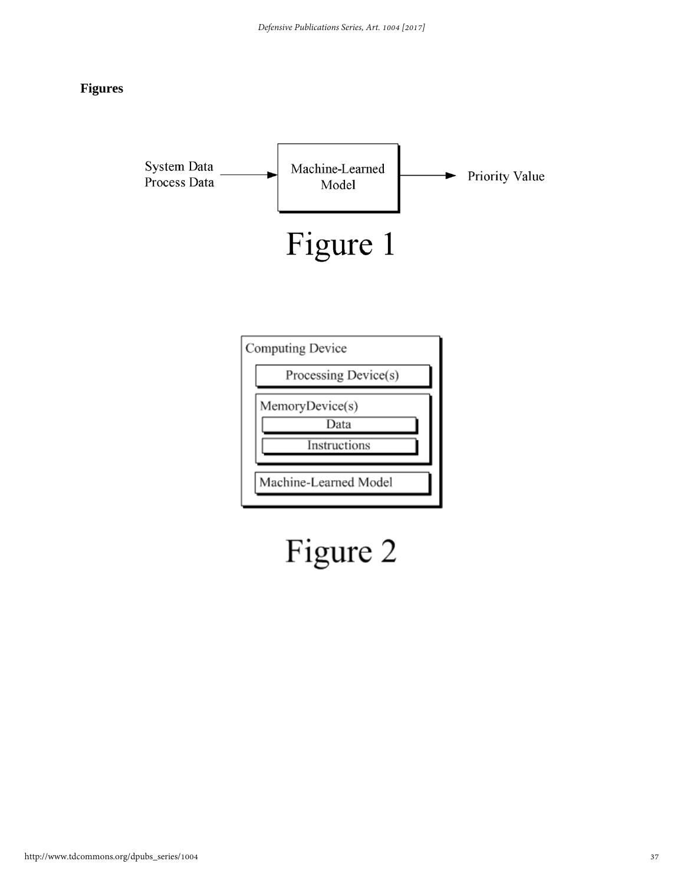**Figures**

System Data
Process Data

Machine-Learned Model

Priority Value

Figure 1

Computing Device

Processing Device(s)

MemoryDevice(s)

Data

Instructions

Machine-Learned Model

Figure 2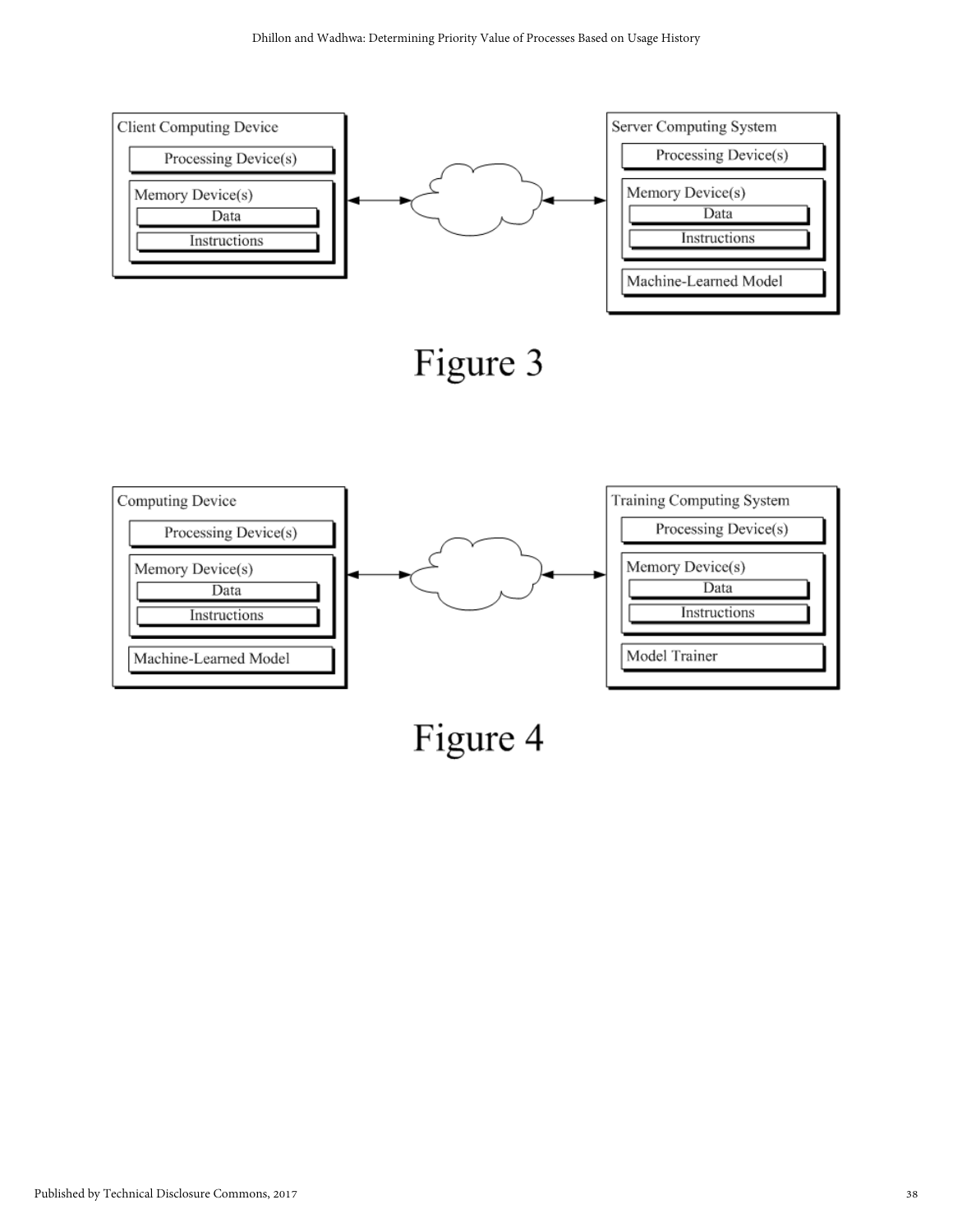Client Computing Device

Processing Device(s)

Memory Device(s)

Data

Instructions

Server Computing System

Processing Device(s)

Memory Device(s)

Data

Instructions

Machine-Learned Model

Figure 3

Computing Device

Processing Device(s)

Memory Device(s)

Data

Instructions

Machine-Learned Model

Training Computing System

Processing Device(s)

Memory Device(s)

Data

Instructions

Model Trainer

Figure 4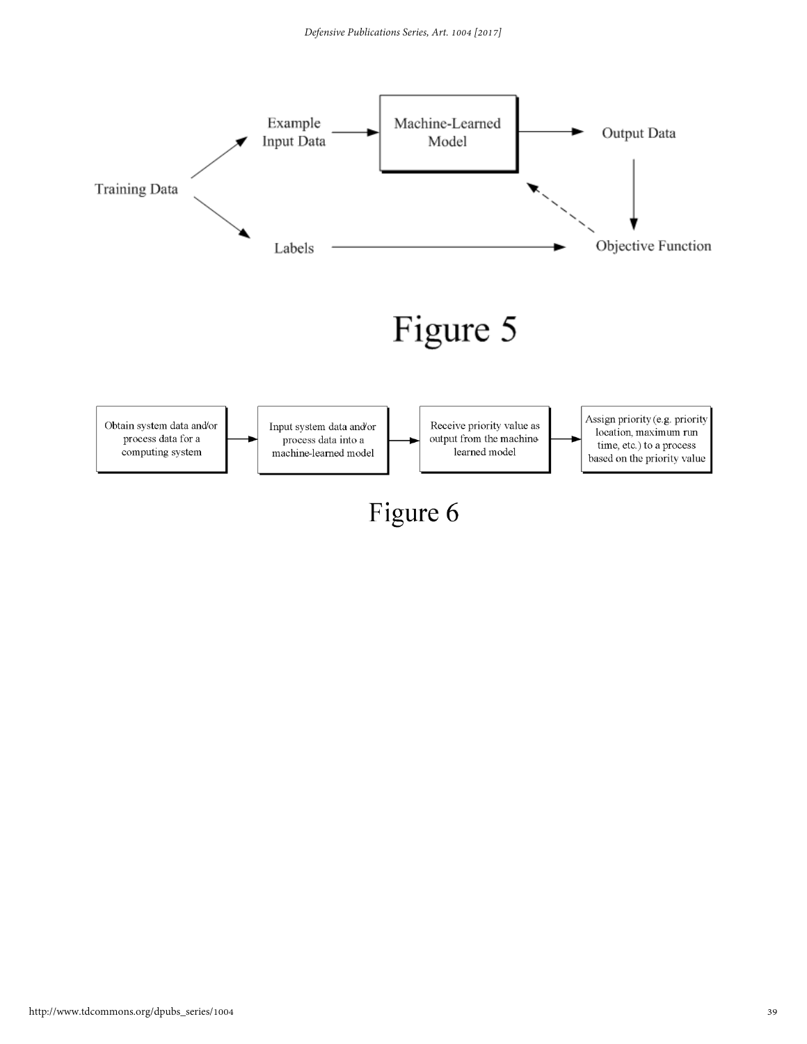Training Data

Example Input Data

Labels

Machine-Learned Model

Output Data

Objective Function

Figure 5

Obtain system data and/or process data for a computing system

Input system data and/or process data into a machine-learned model

Receive priority value as output from the machine-learned model

Assign priority (e.g. priority location, maximum run time, etc.) to a process based on the priority value

Figure 6